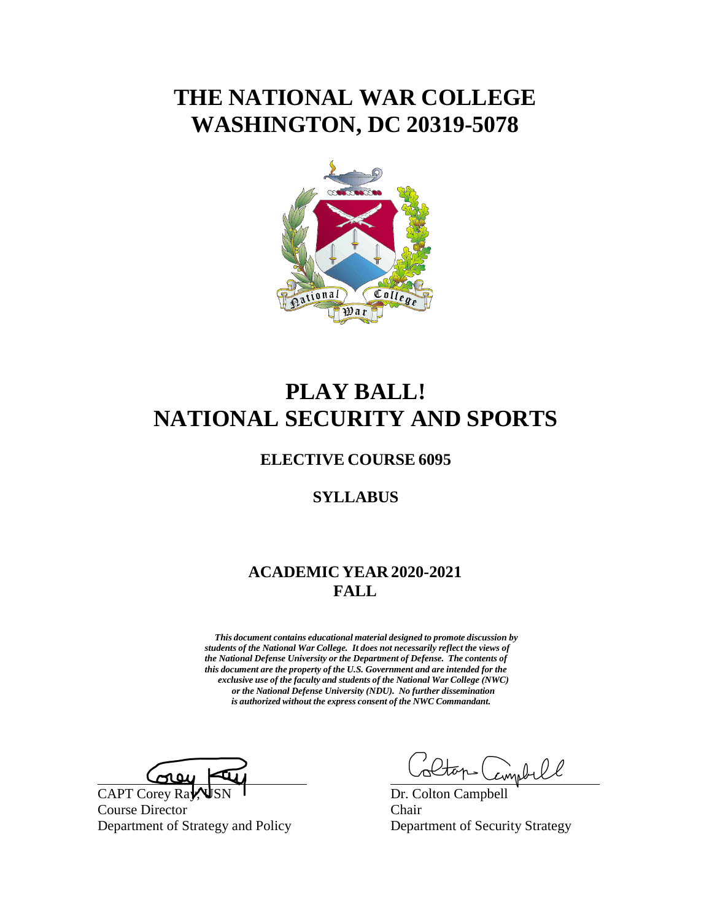# THE NATIONAL WAR COLLEGE
# WASHINGTON, DC 20319-5078

# PLAY BALL!
# NATIONAL SECURITY AND SPORTS

## ELECTIVE COURSE 6095

## SYLLABUS

## ACADEMIC YEAR 2020-2021
## FALL

***This document contains educational material designed to promote discussion by students of the National War College. It does not necessarily reflect the views of the National Defense University or the Department of Defense. The contents of this document are the property of the U.S. Government and are intended for the exclusive use of the faculty and students of the National War College (NWC) or the National Defense University (NDU). No further dissemination is authorized without the express consent of the NWC Commandant.***

CAPT Corey Ray, USN
Course Director
Department of Strategy and Policy

Dr. Colton Campbell
Chair
Department of Security Strategy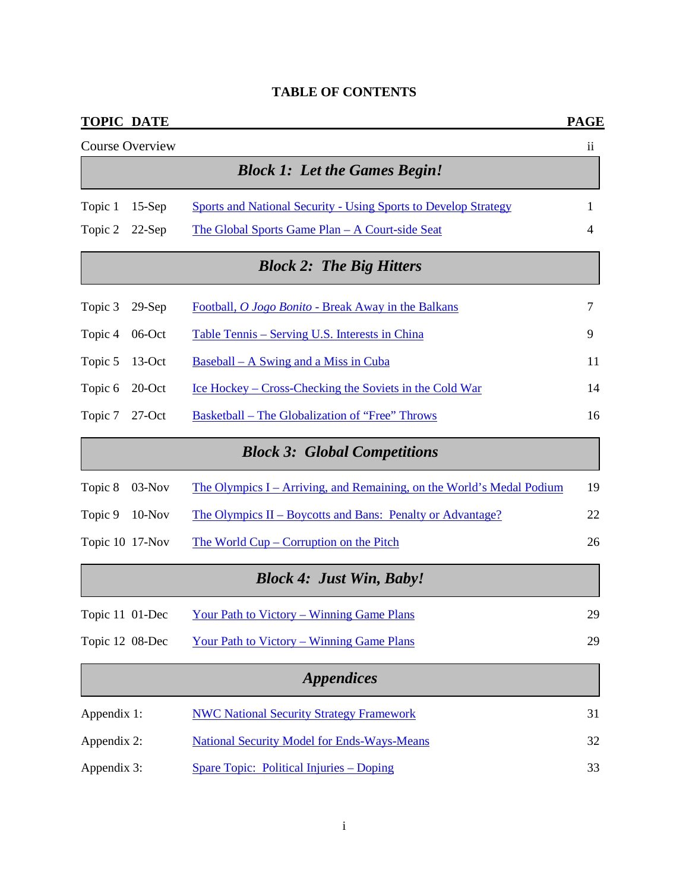# TABLE OF CONTENTS

| TOPIC | DATE | | PAGE |
|---|---|---|---|
| Course Overview | | | ii |
| | | ***Block 1: Let the Games Begin!*** | |
| Topic 1 | 15-Sep | Sports and National Security - Using Sports to Develop Strategy | 1 |
| Topic 2 | 22-Sep | The Global Sports Game Plan – A Court-side Seat | 4 |
| | | ***Block 2: The Big Hitters*** | |
| Topic 3 | 29-Sep | Football, *O Jogo Bonito* - Break Away in the Balkans | 7 |
| Topic 4 | 06-Oct | Table Tennis – Serving U.S. Interests in China | 9 |
| Topic 5 | 13-Oct | Baseball – A Swing and a Miss in Cuba | 11 |
| Topic 6 | 20-Oct | Ice Hockey – Cross-Checking the Soviets in the Cold War | 14 |
| Topic 7 | 27-Oct | Basketball – The Globalization of "Free" Throws | 16 |
| | | ***Block 3: Global Competitions*** | |
| Topic 8 | 03-Nov | The Olympics I – Arriving, and Remaining, on the World's Medal Podium | 19 |
| Topic 9 | 10-Nov | The Olympics II – Boycotts and Bans: Penalty or Advantage? | 22 |
| Topic 10 | 17-Nov | The World Cup – Corruption on the Pitch | 26 |
| | | ***Block 4: Just Win, Baby!*** | |
| Topic 11 | 01-Dec | Your Path to Victory – Winning Game Plans | 29 |
| Topic 12 | 08-Dec | Your Path to Victory – Winning Game Plans | 29 |
| | | ***Appendices*** | |
| Appendix 1: | | NWC National Security Strategy Framework | 31 |
| Appendix 2: | | National Security Model for Ends-Ways-Means | 32 |
| Appendix 3: | | Spare Topic: Political Injuries – Doping | 33 |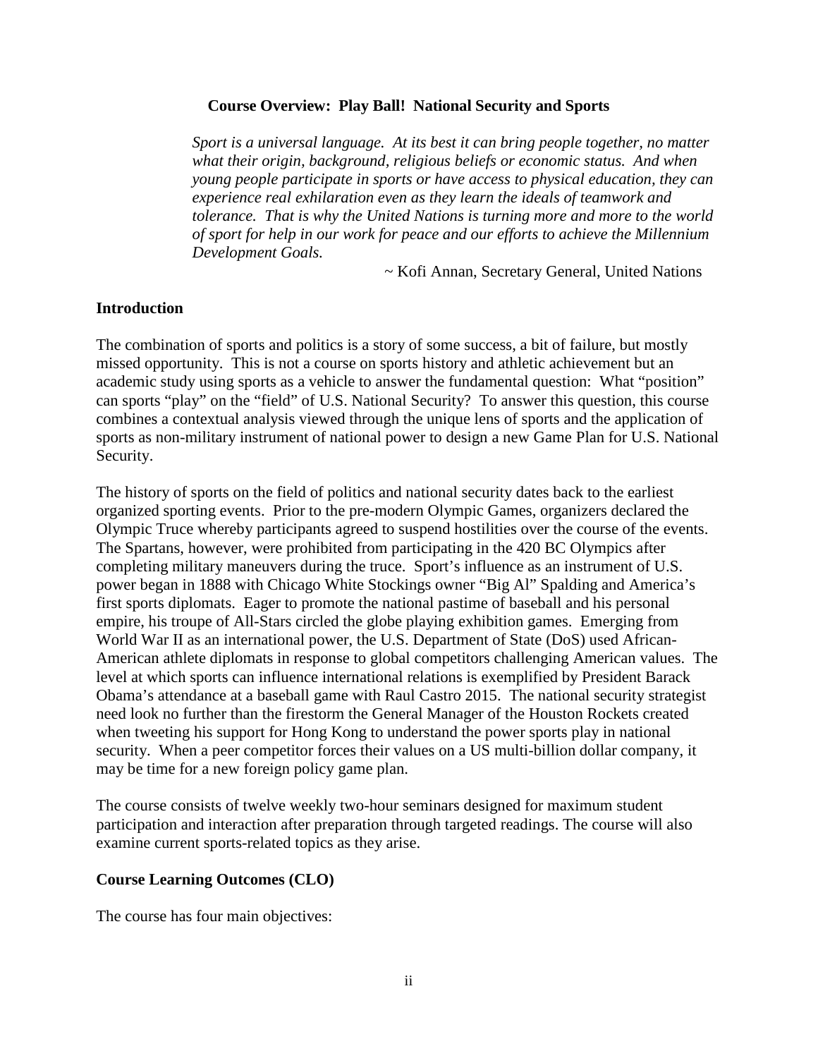## Course Overview: Play Ball! National Security and Sports

> *Sport is a universal language. At its best it can bring people together, no matter what their origin, background, religious beliefs or economic status. And when young people participate in sports or have access to physical education, they can experience real exhilaration even as they learn the ideals of teamwork and tolerance. That is why the United Nations is turning more and more to the world of sport for help in our work for peace and our efforts to achieve the Millennium Development Goals.*
>
> ~ Kofi Annan, Secretary General, United Nations

### Introduction

The combination of sports and politics is a story of some success, a bit of failure, but mostly missed opportunity. This is not a course on sports history and athletic achievement but an academic study using sports as a vehicle to answer the fundamental question: What "position" can sports "play" on the "field" of U.S. National Security? To answer this question, this course combines a contextual analysis viewed through the unique lens of sports and the application of sports as non-military instrument of national power to design a new Game Plan for U.S. National Security.

The history of sports on the field of politics and national security dates back to the earliest organized sporting events. Prior to the pre-modern Olympic Games, organizers declared the Olympic Truce whereby participants agreed to suspend hostilities over the course of the events. The Spartans, however, were prohibited from participating in the 420 BC Olympics after completing military maneuvers during the truce. Sport's influence as an instrument of U.S. power began in 1888 with Chicago White Stockings owner "Big Al" Spalding and America's first sports diplomats. Eager to promote the national pastime of baseball and his personal empire, his troupe of All-Stars circled the globe playing exhibition games. Emerging from World War II as an international power, the U.S. Department of State (DoS) used African-American athlete diplomats in response to global competitors challenging American values. The level at which sports can influence international relations is exemplified by President Barack Obama's attendance at a baseball game with Raul Castro 2015. The national security strategist need look no further than the firestorm the General Manager of the Houston Rockets created when tweeting his support for Hong Kong to understand the power sports play in national security. When a peer competitor forces their values on a US multi-billion dollar company, it may be time for a new foreign policy game plan.

The course consists of twelve weekly two-hour seminars designed for maximum student participation and interaction after preparation through targeted readings. The course will also examine current sports-related topics as they arise.

### Course Learning Outcomes (CLO)

The course has four main objectives: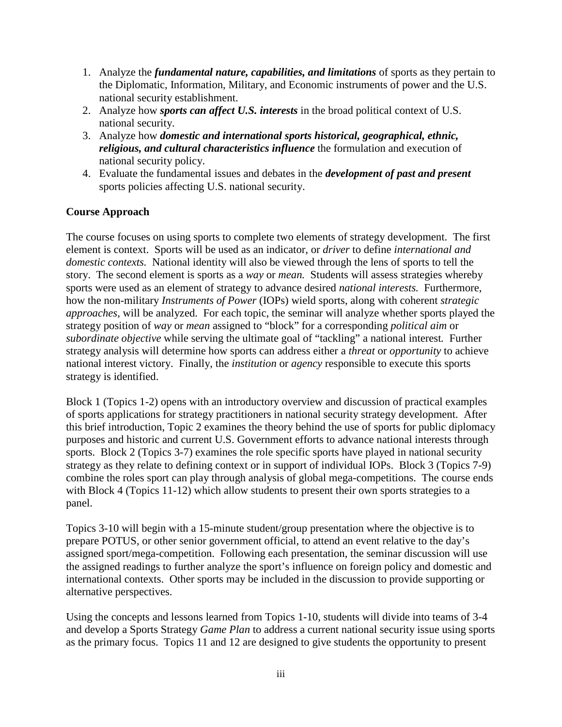1. Analyze the ***fundamental nature, capabilities, and limitations*** of sports as they pertain to the Diplomatic, Information, Military, and Economic instruments of power and the U.S. national security establishment.
2. Analyze how ***sports can affect U.S. interests*** in the broad political context of U.S. national security.
3. Analyze how ***domestic and international sports historical, geographical, ethnic, religious, and cultural characteristics influence*** the formulation and execution of national security policy.
4. Evaluate the fundamental issues and debates in the ***development of past and present*** sports policies affecting U.S. national security.

**Course Approach**

The course focuses on using sports to complete two elements of strategy development. The first element is context. Sports will be used as an indicator, or *driver* to define *international and domestic contexts.* National identity will also be viewed through the lens of sports to tell the story. The second element is sports as a *way* or *mean.* Students will assess strategies whereby sports were used as an element of strategy to advance desired *national interests.* Furthermore, how the non-military *Instruments of Power* (IOPs) wield sports, along with coherent *strategic approaches*, will be analyzed. For each topic, the seminar will analyze whether sports played the strategy position of *way* or *mean* assigned to "block" for a corresponding *political aim* or *subordinate objective* while serving the ultimate goal of "tackling" a national interest. Further strategy analysis will determine how sports can address either a *threat* or *opportunity* to achieve national interest victory. Finally, the *institution* or *agency* responsible to execute this sports strategy is identified.

Block 1 (Topics 1-2) opens with an introductory overview and discussion of practical examples of sports applications for strategy practitioners in national security strategy development. After this brief introduction, Topic 2 examines the theory behind the use of sports for public diplomacy purposes and historic and current U.S. Government efforts to advance national interests through sports. Block 2 (Topics 3-7) examines the role specific sports have played in national security strategy as they relate to defining context or in support of individual IOPs. Block 3 (Topics 7-9) combine the roles sport can play through analysis of global mega-competitions. The course ends with Block 4 (Topics 11-12) which allow students to present their own sports strategies to a panel.

Topics 3-10 will begin with a 15-minute student/group presentation where the objective is to prepare POTUS, or other senior government official, to attend an event relative to the day's assigned sport/mega-competition. Following each presentation, the seminar discussion will use the assigned readings to further analyze the sport's influence on foreign policy and domestic and international contexts. Other sports may be included in the discussion to provide supporting or alternative perspectives.

Using the concepts and lessons learned from Topics 1-10, students will divide into teams of 3-4 and develop a Sports Strategy *Game Plan* to address a current national security issue using sports as the primary focus. Topics 11 and 12 are designed to give students the opportunity to present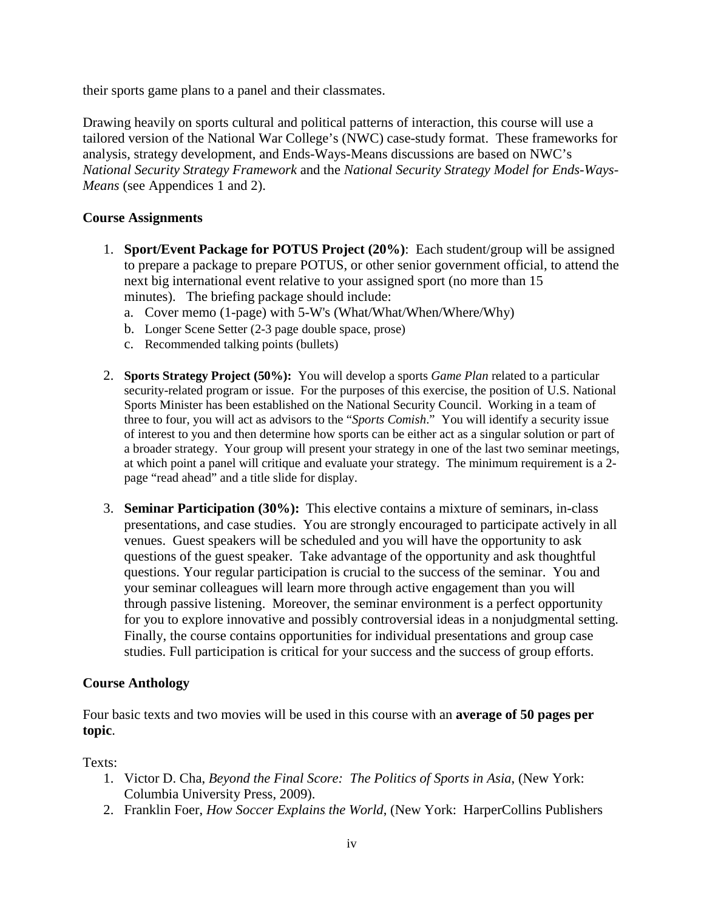their sports game plans to a panel and their classmates.

Drawing heavily on sports cultural and political patterns of interaction, this course will use a tailored version of the National War College's (NWC) case-study format. These frameworks for analysis, strategy development, and Ends-Ways-Means discussions are based on NWC's *National Security Strategy Framework* and the *National Security Strategy Model for Ends-Ways-Means* (see Appendices 1 and 2).

**Course Assignments**

1. **Sport/Event Package for POTUS Project (20%)**: Each student/group will be assigned to prepare a package to prepare POTUS, or other senior government official, to attend the next big international event relative to your assigned sport (no more than 15 minutes). The briefing package should include:
   a. Cover memo (1-page) with 5-W's (What/What/When/Where/Why)
   b. Longer Scene Setter (2-3 page double space, prose)
   c. Recommended talking points (bullets)

2. **Sports Strategy Project (50%):** You will develop a sports *Game Plan* related to a particular security-related program or issue. For the purposes of this exercise, the position of U.S. National Sports Minister has been established on the National Security Council. Working in a team of three to four, you will act as advisors to the "*Sports Comish*." You will identify a security issue of interest to you and then determine how sports can be either act as a singular solution or part of a broader strategy. Your group will present your strategy in one of the last two seminar meetings, at which point a panel will critique and evaluate your strategy. The minimum requirement is a 2-page "read ahead" and a title slide for display.

3. **Seminar Participation (30%):** This elective contains a mixture of seminars, in-class presentations, and case studies. You are strongly encouraged to participate actively in all venues. Guest speakers will be scheduled and you will have the opportunity to ask questions of the guest speaker. Take advantage of the opportunity and ask thoughtful questions. Your regular participation is crucial to the success of the seminar. You and your seminar colleagues will learn more through active engagement than you will through passive listening. Moreover, the seminar environment is a perfect opportunity for you to explore innovative and possibly controversial ideas in a nonjudgmental setting. Finally, the course contains opportunities for individual presentations and group case studies. Full participation is critical for your success and the success of group efforts.

**Course Anthology**

Four basic texts and two movies will be used in this course with an **average of 50 pages per topic**.

Texts:

1. Victor D. Cha, *Beyond the Final Score: The Politics of Sports in Asia*, (New York: Columbia University Press, 2009).
2. Franklin Foer, *How Soccer Explains the World*, (New York: HarperCollins Publishers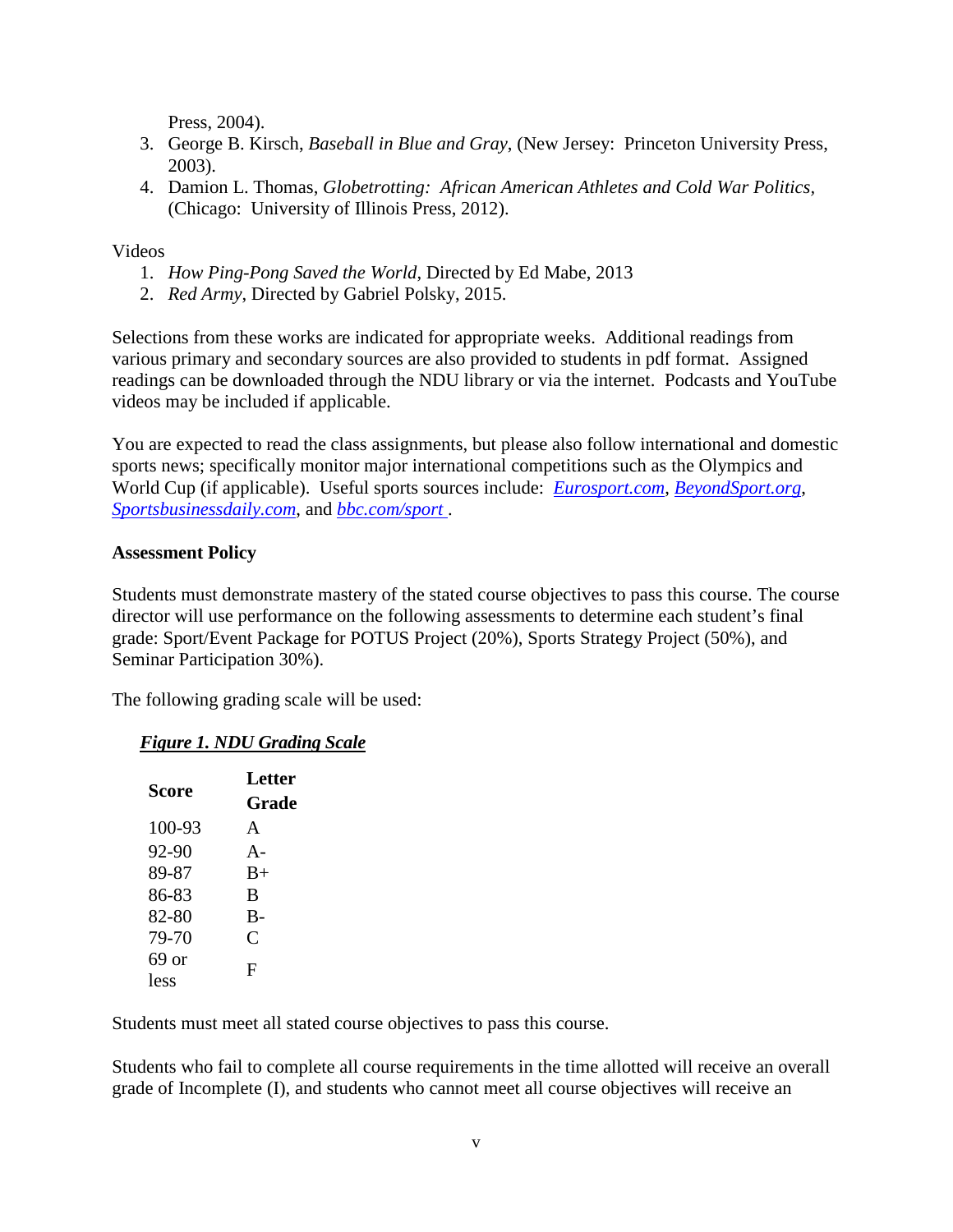Press, 2004).

3. George B. Kirsch, *Baseball in Blue and Gray*, (New Jersey: Princeton University Press, 2003).
4. Damion L. Thomas, *Globetrotting: African American Athletes and Cold War Politics*, (Chicago: University of Illinois Press, 2012).

Videos

1. *How Ping-Pong Saved the World*, Directed by Ed Mabe, 2013
2. *Red Army*, Directed by Gabriel Polsky, 2015.

Selections from these works are indicated for appropriate weeks. Additional readings from various primary and secondary sources are also provided to students in pdf format. Assigned readings can be downloaded through the NDU library or via the internet. Podcasts and YouTube videos may be included if applicable.

You are expected to read the class assignments, but please also follow international and domestic sports news; specifically monitor major international competitions such as the Olympics and World Cup (if applicable). Useful sports sources include: *Eurosport.com*, *BeyondSport.org*, *Sportsbusinessdaily.com*, and *bbc.com/sport* .

**Assessment Policy**

Students must demonstrate mastery of the stated course objectives to pass this course. The course director will use performance on the following assessments to determine each student's final grade: Sport/Event Package for POTUS Project (20%), Sports Strategy Project (50%), and Seminar Participation 30%).

The following grading scale will be used:

***Figure 1. NDU Grading Scale***

| Score | Letter Grade |
|---|---|
| 100-93 | A |
| 92-90 | A- |
| 89-87 | B+ |
| 86-83 | B |
| 82-80 | B- |
| 79-70 | C |
| 69 or less | F |

Students must meet all stated course objectives to pass this course.

Students who fail to complete all course requirements in the time allotted will receive an overall grade of Incomplete (I), and students who cannot meet all course objectives will receive an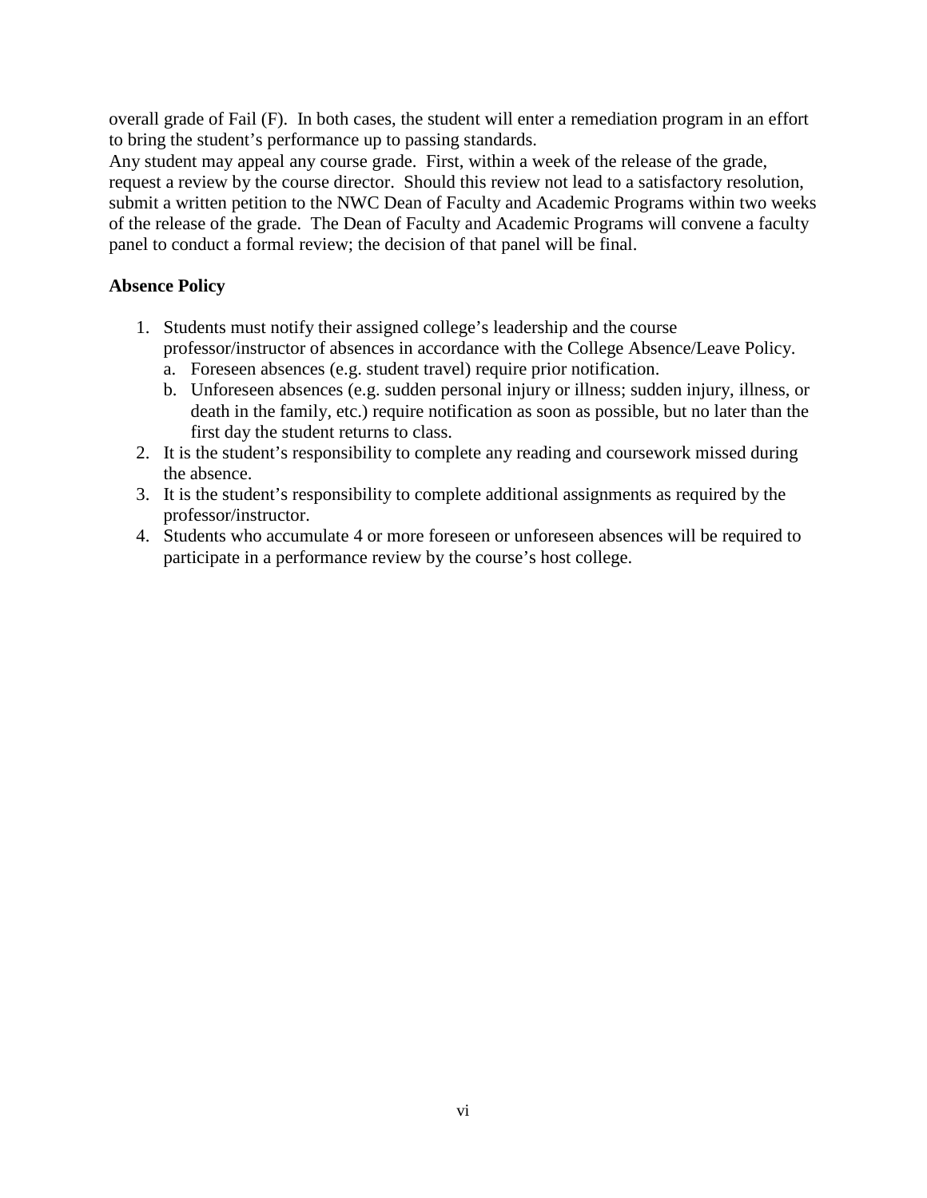overall grade of Fail (F). In both cases, the student will enter a remediation program in an effort to bring the student's performance up to passing standards.

Any student may appeal any course grade. First, within a week of the release of the grade, request a review by the course director. Should this review not lead to a satisfactory resolution, submit a written petition to the NWC Dean of Faculty and Academic Programs within two weeks of the release of the grade. The Dean of Faculty and Academic Programs will convene a faculty panel to conduct a formal review; the decision of that panel will be final.

**Absence Policy**

1. Students must notify their assigned college's leadership and the course professor/instructor of absences in accordance with the College Absence/Leave Policy.
   a. Foreseen absences (e.g. student travel) require prior notification.
   b. Unforeseen absences (e.g. sudden personal injury or illness; sudden injury, illness, or death in the family, etc.) require notification as soon as possible, but no later than the first day the student returns to class.
2. It is the student's responsibility to complete any reading and coursework missed during the absence.
3. It is the student's responsibility to complete additional assignments as required by the professor/instructor.
4. Students who accumulate 4 or more foreseen or unforeseen absences will be required to participate in a performance review by the course's host college.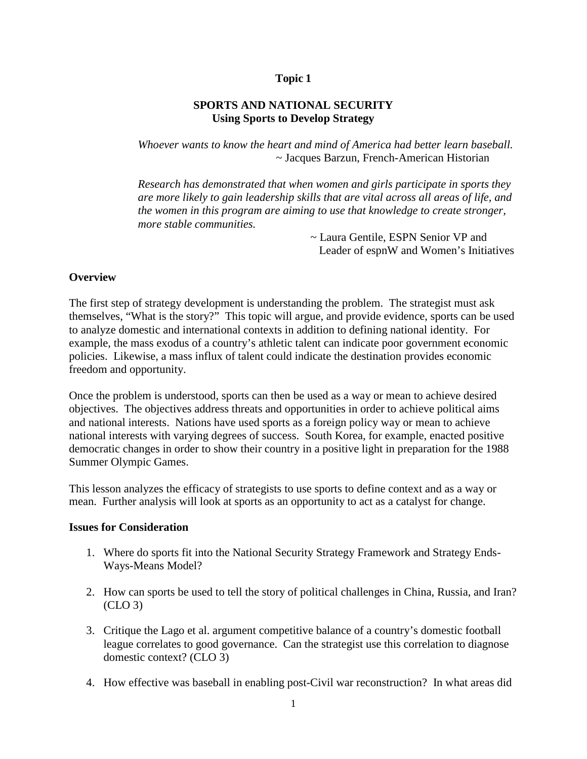# Topic 1

## SPORTS AND NATIONAL SECURITY
## Using Sports to Develop Strategy

*Whoever wants to know the heart and mind of America had better learn baseball.*
~ Jacques Barzun, French-American Historian

*Research has demonstrated that when women and girls participate in sports they are more likely to gain leadership skills that are vital across all areas of life, and the women in this program are aiming to use that knowledge to create stronger, more stable communities.*
~ Laura Gentile, ESPN Senior VP and Leader of espnW and Women's Initiatives

**Overview**

The first step of strategy development is understanding the problem. The strategist must ask themselves, "What is the story?" This topic will argue, and provide evidence, sports can be used to analyze domestic and international contexts in addition to defining national identity. For example, the mass exodus of a country's athletic talent can indicate poor government economic policies. Likewise, a mass influx of talent could indicate the destination provides economic freedom and opportunity.

Once the problem is understood, sports can then be used as a way or mean to achieve desired objectives. The objectives address threats and opportunities in order to achieve political aims and national interests. Nations have used sports as a foreign policy way or mean to achieve national interests with varying degrees of success. South Korea, for example, enacted positive democratic changes in order to show their country in a positive light in preparation for the 1988 Summer Olympic Games.

This lesson analyzes the efficacy of strategists to use sports to define context and as a way or mean. Further analysis will look at sports as an opportunity to act as a catalyst for change.

**Issues for Consideration**

1. Where do sports fit into the National Security Strategy Framework and Strategy Ends-Ways-Means Model?

2. How can sports be used to tell the story of political challenges in China, Russia, and Iran? (CLO 3)

3. Critique the Lago et al. argument competitive balance of a country's domestic football league correlates to good governance. Can the strategist use this correlation to diagnose domestic context? (CLO 3)

4. How effective was baseball in enabling post-Civil war reconstruction? In what areas did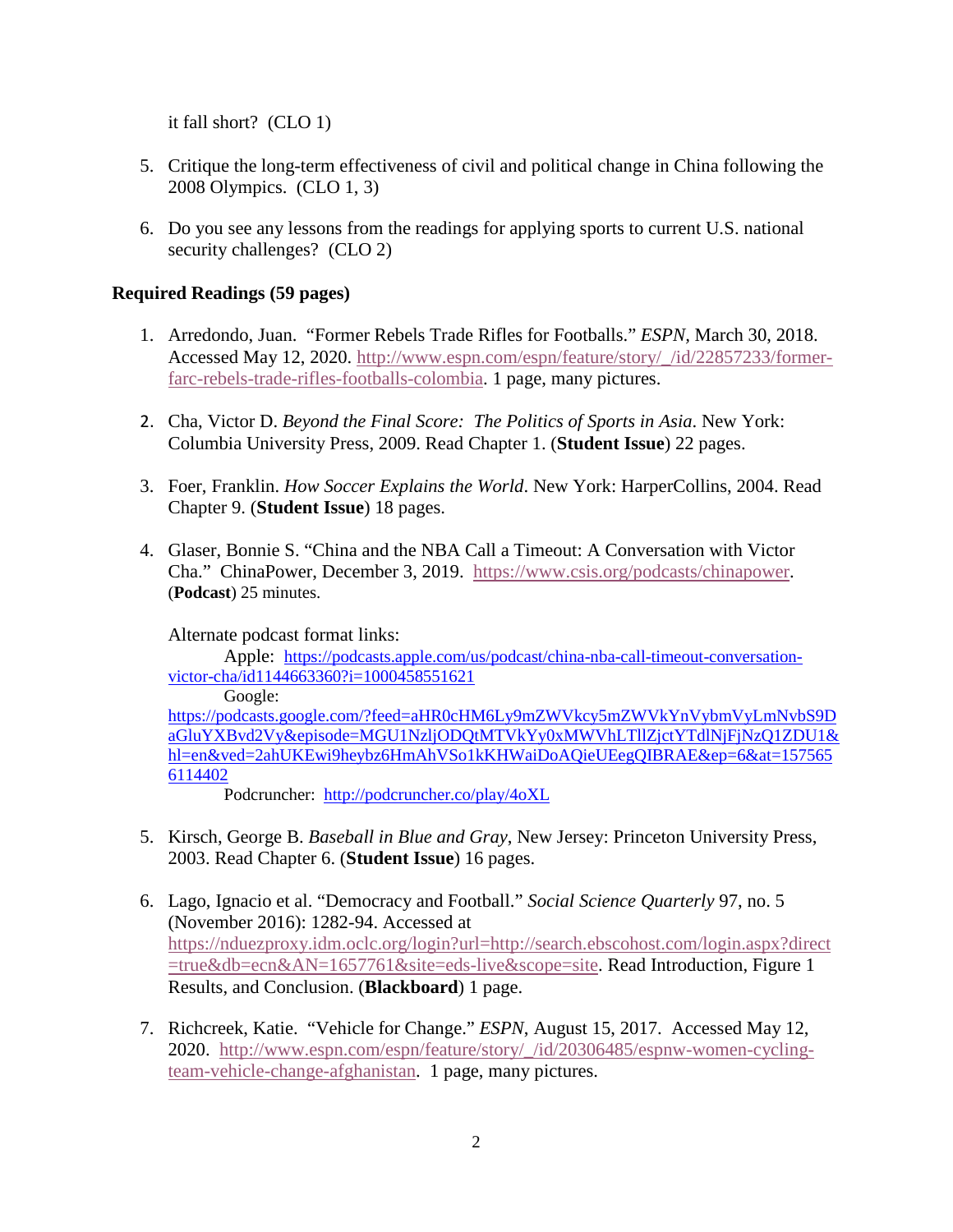it fall short? (CLO 1)

5. Critique the long-term effectiveness of civil and political change in China following the 2008 Olympics. (CLO 1, 3)

6. Do you see any lessons from the readings for applying sports to current U.S. national security challenges? (CLO 2)

**Required Readings (59 pages)**

1. Arredondo, Juan. "Former Rebels Trade Rifles for Footballs." *ESPN*, March 30, 2018. Accessed May 12, 2020. http://www.espn.com/espn/feature/story/_/id/22857233/former-farc-rebels-trade-rifles-footballs-colombia. 1 page, many pictures.

2. Cha, Victor D. *Beyond the Final Score: The Politics of Sports in Asia*. New York: Columbia University Press, 2009. Read Chapter 1. (**Student Issue**) 22 pages.

3. Foer, Franklin. *How Soccer Explains the World*. New York: HarperCollins, 2004. Read Chapter 9. (**Student Issue**) 18 pages.

4. Glaser, Bonnie S. "China and the NBA Call a Timeout: A Conversation with Victor Cha." ChinaPower, December 3, 2019. https://www.csis.org/podcasts/chinapower. (**Podcast**) 25 minutes.

   Alternate podcast format links:
   
   Apple: https://podcasts.apple.com/us/podcast/china-nba-call-timeout-conversation-victor-cha/id1144663360?i=1000458551621
   
   Google: https://podcasts.google.com/?feed=aHR0cHM6Ly9mZWVkcy5mZWVkYnVybmVyLmNvbS9DaGluYXBvd2Vy&episode=MGU1NzljODQtMTVkYy0xMWVhLTllZjctYTdlNjFjNzQ1ZDU1&hl=en&ved=2ahUKEwi9heybz6HmAhVSo1kKHWaiDoAQieUEegQIBRAE&ep=6&at=1575656114402
   
   Podcruncher: http://podcruncher.co/play/4oXL

5. Kirsch, George B. *Baseball in Blue and Gray*, New Jersey: Princeton University Press, 2003. Read Chapter 6. (**Student Issue**) 16 pages.

6. Lago, Ignacio et al. "Democracy and Football." *Social Science Quarterly* 97, no. 5 (November 2016): 1282-94. Accessed at https://nduezproxy.idm.oclc.org/login?url=http://search.ebscohost.com/login.aspx?direct=true&db=ecn&AN=1657761&site=eds-live&scope=site. Read Introduction, Figure 1 Results, and Conclusion. (**Blackboard**) 1 page.

7. Richcreek, Katie. "Vehicle for Change." *ESPN*, August 15, 2017. Accessed May 12, 2020. http://www.espn.com/espn/feature/story/_/id/20306485/espnw-women-cycling-team-vehicle-change-afghanistan. 1 page, many pictures.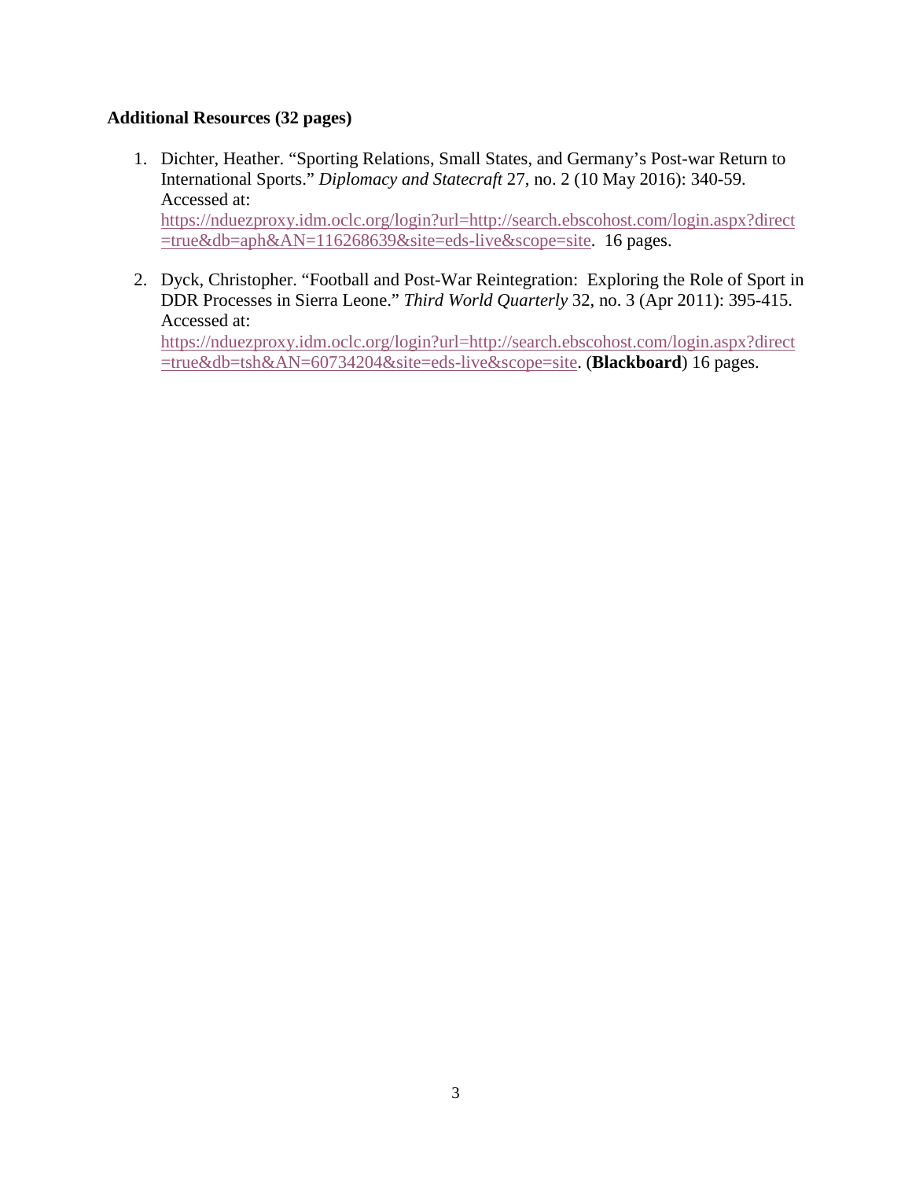**Additional Resources (32 pages)**

1. Dichter, Heather. "Sporting Relations, Small States, and Germany's Post-war Return to International Sports." *Diplomacy and Statecraft* 27, no. 2 (10 May 2016): 340-59. Accessed at: https://nduezproxy.idm.oclc.org/login?url=http://search.ebscohost.com/login.aspx?direct=true&db=aph&AN=116268639&site=eds-live&scope=site. 16 pages.

2. Dyck, Christopher. "Football and Post-War Reintegration: Exploring the Role of Sport in DDR Processes in Sierra Leone." *Third World Quarterly* 32, no. 3 (Apr 2011): 395-415. Accessed at: https://nduezproxy.idm.oclc.org/login?url=http://search.ebscohost.com/login.aspx?direct=true&db=tsh&AN=60734204&site=eds-live&scope=site. (**Blackboard**) 16 pages.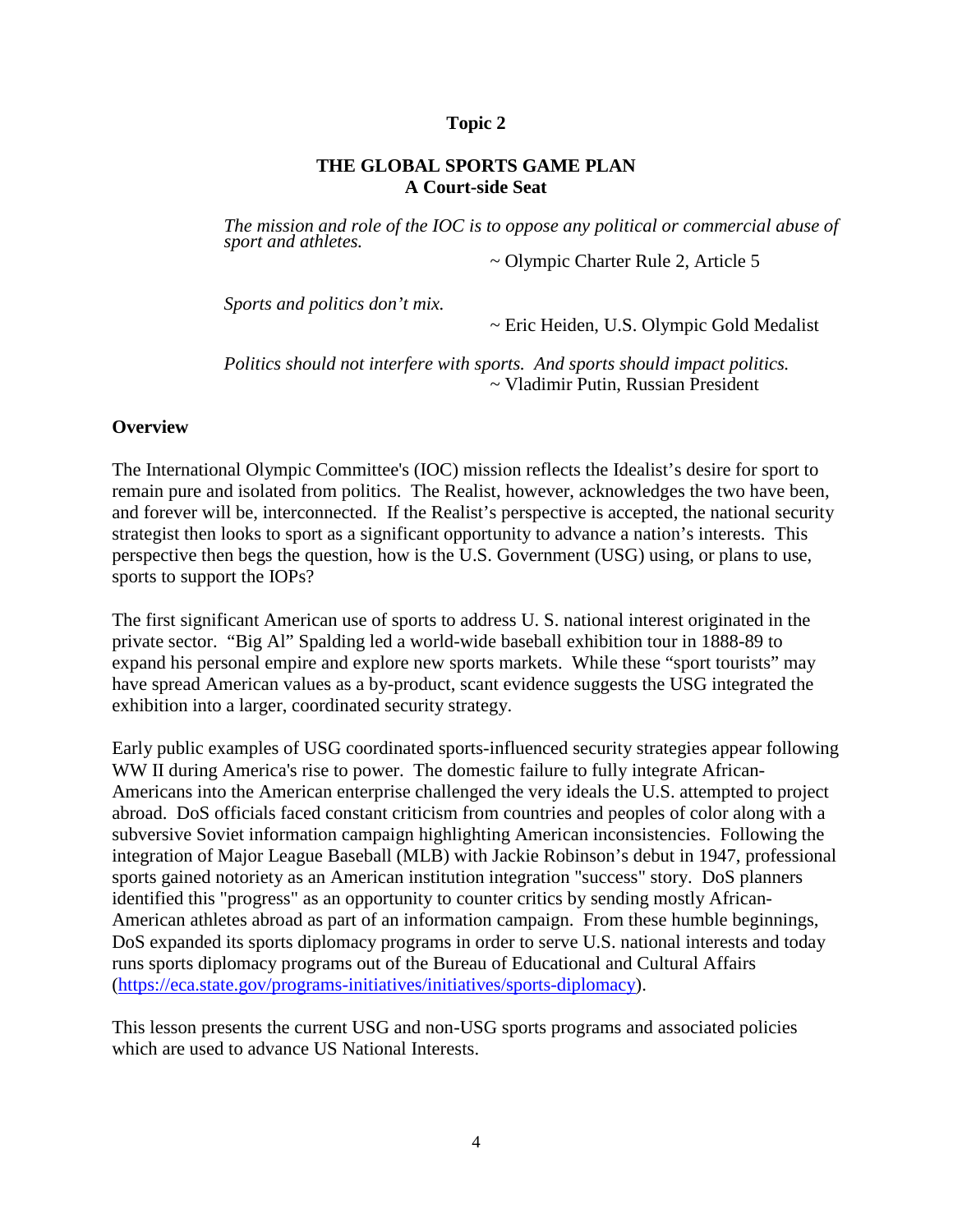**Topic 2**

## THE GLOBAL SPORTS GAME PLAN
### A Court-side Seat

*The mission and role of the IOC is to oppose any political or commercial abuse of sport and athletes.*

~ Olympic Charter Rule 2, Article 5

*Sports and politics don't mix.*

~ Eric Heiden, U.S. Olympic Gold Medalist

*Politics should not interfere with sports. And sports should impact politics.*

~ Vladimir Putin, Russian President

**Overview**

The International Olympic Committee's (IOC) mission reflects the Idealist's desire for sport to remain pure and isolated from politics. The Realist, however, acknowledges the two have been, and forever will be, interconnected. If the Realist's perspective is accepted, the national security strategist then looks to sport as a significant opportunity to advance a nation's interests. This perspective then begs the question, how is the U.S. Government (USG) using, or plans to use, sports to support the IOPs?

The first significant American use of sports to address U. S. national interest originated in the private sector. "Big Al" Spalding led a world-wide baseball exhibition tour in 1888-89 to expand his personal empire and explore new sports markets. While these "sport tourists" may have spread American values as a by-product, scant evidence suggests the USG integrated the exhibition into a larger, coordinated security strategy.

Early public examples of USG coordinated sports-influenced security strategies appear following WW II during America's rise to power. The domestic failure to fully integrate African-Americans into the American enterprise challenged the very ideals the U.S. attempted to project abroad. DoS officials faced constant criticism from countries and peoples of color along with a subversive Soviet information campaign highlighting American inconsistencies. Following the integration of Major League Baseball (MLB) with Jackie Robinson's debut in 1947, professional sports gained notoriety as an American institution integration "success" story. DoS planners identified this "progress" as an opportunity to counter critics by sending mostly African-American athletes abroad as part of an information campaign. From these humble beginnings, DoS expanded its sports diplomacy programs in order to serve U.S. national interests and today runs sports diplomacy programs out of the Bureau of Educational and Cultural Affairs (https://eca.state.gov/programs-initiatives/initiatives/sports-diplomacy).

This lesson presents the current USG and non-USG sports programs and associated policies which are used to advance US National Interests.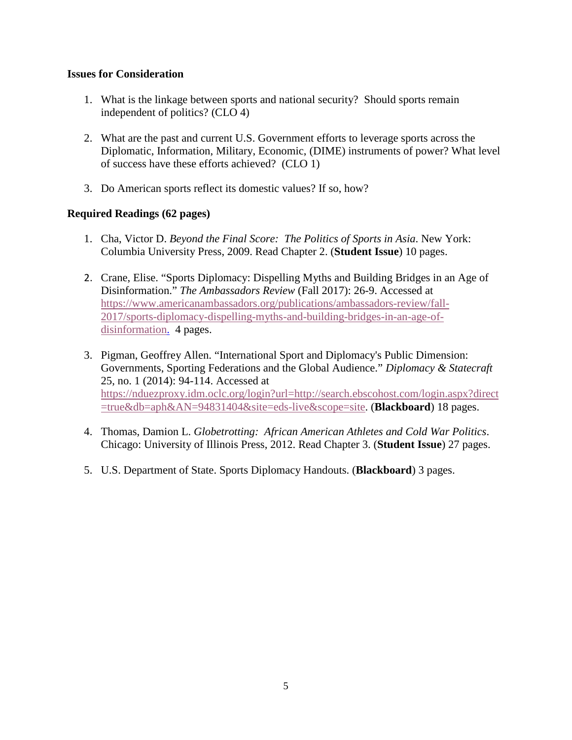**Issues for Consideration**

1. What is the linkage between sports and national security? Should sports remain independent of politics? (CLO 4)

2. What are the past and current U.S. Government efforts to leverage sports across the Diplomatic, Information, Military, Economic, (DIME) instruments of power? What level of success have these efforts achieved? (CLO 1)

3. Do American sports reflect its domestic values? If so, how?

**Required Readings (62 pages)**

1. Cha, Victor D. *Beyond the Final Score: The Politics of Sports in Asia*. New York: Columbia University Press, 2009. Read Chapter 2. (**Student Issue**) 10 pages.

2. Crane, Elise. "Sports Diplomacy: Dispelling Myths and Building Bridges in an Age of Disinformation." *The Ambassadors Review* (Fall 2017): 26-9. Accessed at https://www.americanambassadors.org/publications/ambassadors-review/fall-2017/sports-diplomacy-dispelling-myths-and-building-bridges-in-an-age-of-disinformation. 4 pages.

3. Pigman, Geoffrey Allen. "International Sport and Diplomacy's Public Dimension: Governments, Sporting Federations and the Global Audience." *Diplomacy & Statecraft* 25, no. 1 (2014): 94-114. Accessed at https://nduezproxy.idm.oclc.org/login?url=http://search.ebscohost.com/login.aspx?direct=true&db=aph&AN=94831404&site=eds-live&scope=site. (**Blackboard**) 18 pages.

4. Thomas, Damion L. *Globetrotting: African American Athletes and Cold War Politics*. Chicago: University of Illinois Press, 2012. Read Chapter 3. (**Student Issue**) 27 pages.

5. U.S. Department of State. Sports Diplomacy Handouts. (**Blackboard**) 3 pages.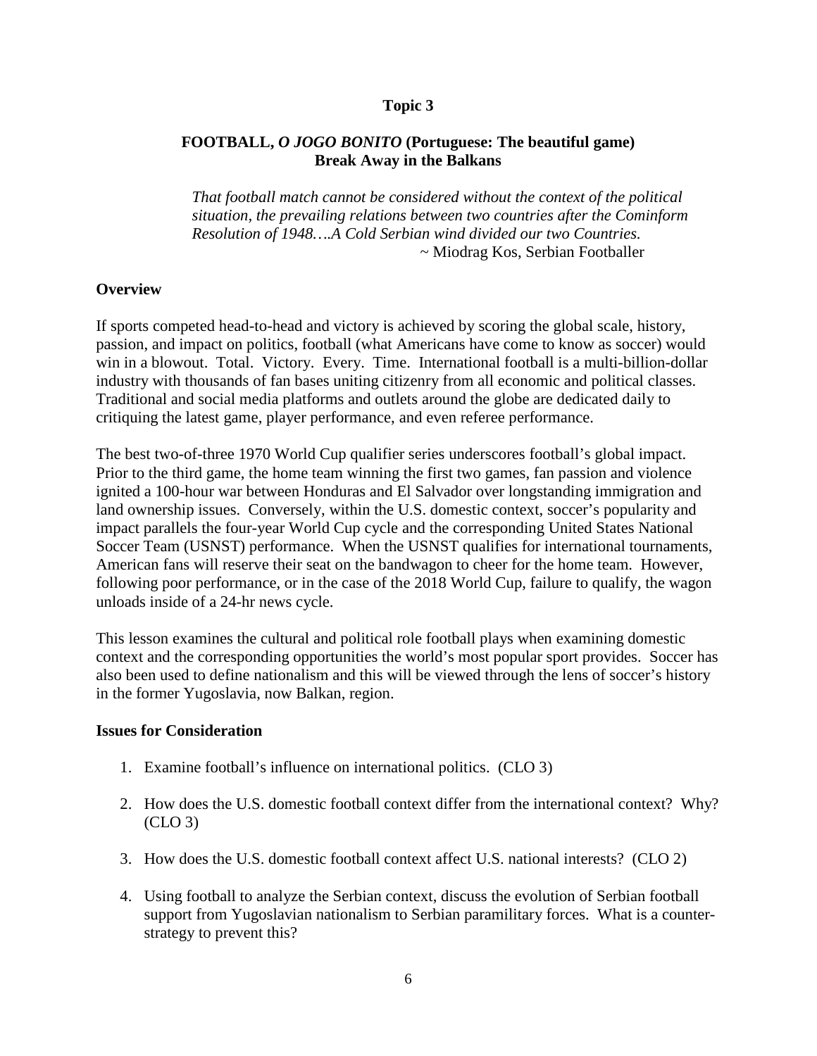# Topic 3

## FOOTBALL, *O JOGO BONITO* (Portuguese: The beautiful game) Break Away in the Balkans

> *That football match cannot be considered without the context of the political situation, the prevailing relations between two countries after the Cominform Resolution of 1948….A Cold Serbian wind divided our two Countries.*
>
> ~ Miodrag Kos, Serbian Footballer

### Overview

If sports competed head-to-head and victory is achieved by scoring the global scale, history, passion, and impact on politics, football (what Americans have come to know as soccer) would win in a blowout. Total. Victory. Every. Time. International football is a multi-billion-dollar industry with thousands of fan bases uniting citizenry from all economic and political classes. Traditional and social media platforms and outlets around the globe are dedicated daily to critiquing the latest game, player performance, and even referee performance.

The best two-of-three 1970 World Cup qualifier series underscores football's global impact. Prior to the third game, the home team winning the first two games, fan passion and violence ignited a 100-hour war between Honduras and El Salvador over longstanding immigration and land ownership issues. Conversely, within the U.S. domestic context, soccer's popularity and impact parallels the four-year World Cup cycle and the corresponding United States National Soccer Team (USNST) performance. When the USNST qualifies for international tournaments, American fans will reserve their seat on the bandwagon to cheer for the home team. However, following poor performance, or in the case of the 2018 World Cup, failure to qualify, the wagon unloads inside of a 24-hr news cycle.

This lesson examines the cultural and political role football plays when examining domestic context and the corresponding opportunities the world's most popular sport provides. Soccer has also been used to define nationalism and this will be viewed through the lens of soccer's history in the former Yugoslavia, now Balkan, region.

### Issues for Consideration

1. Examine football's influence on international politics. (CLO 3)
2. How does the U.S. domestic football context differ from the international context? Why? (CLO 3)
3. How does the U.S. domestic football context affect U.S. national interests? (CLO 2)
4. Using football to analyze the Serbian context, discuss the evolution of Serbian football support from Yugoslavian nationalism to Serbian paramilitary forces. What is a counter-strategy to prevent this?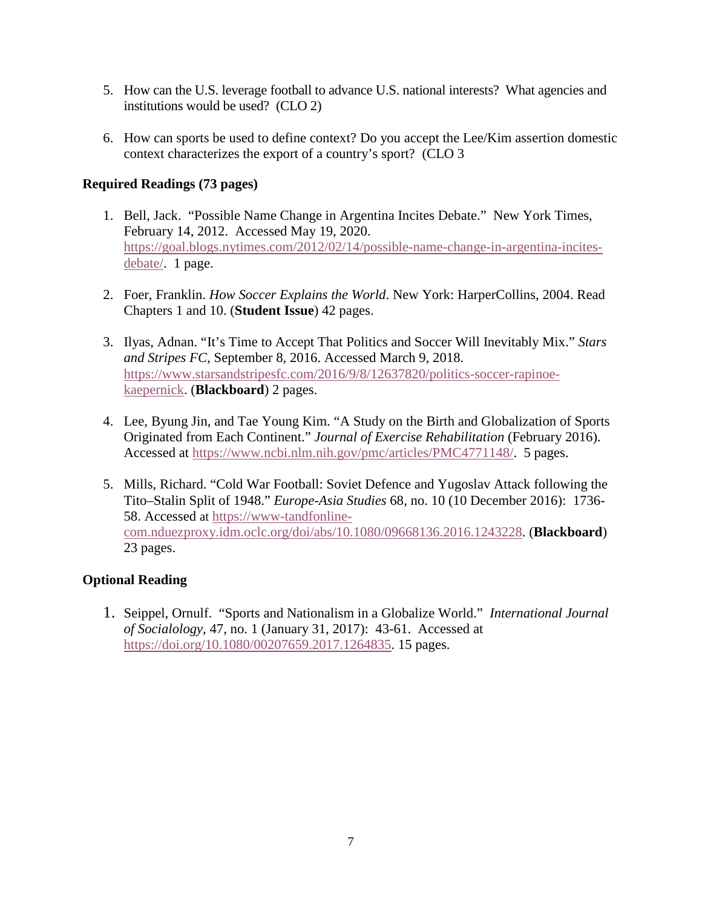5. How can the U.S. leverage football to advance U.S. national interests? What agencies and institutions would be used? (CLO 2)

6. How can sports be used to define context? Do you accept the Lee/Kim assertion domestic context characterizes the export of a country's sport? (CLO 3

**Required Readings (73 pages)**

1. Bell, Jack. "Possible Name Change in Argentina Incites Debate." New York Times, February 14, 2012. Accessed May 19, 2020. https://goal.blogs.nytimes.com/2012/02/14/possible-name-change-in-argentina-incites-debate/. 1 page.

2. Foer, Franklin. *How Soccer Explains the World*. New York: HarperCollins, 2004. Read Chapters 1 and 10. (**Student Issue**) 42 pages.

3. Ilyas, Adnan. "It's Time to Accept That Politics and Soccer Will Inevitably Mix." *Stars and Stripes FC*, September 8, 2016. Accessed March 9, 2018. https://www.starsandstripesfc.com/2016/9/8/12637820/politics-soccer-rapinoe-kaepernick. (**Blackboard**) 2 pages.

4. Lee, Byung Jin, and Tae Young Kim. "A Study on the Birth and Globalization of Sports Originated from Each Continent." *Journal of Exercise Rehabilitation* (February 2016). Accessed at https://www.ncbi.nlm.nih.gov/pmc/articles/PMC4771148/. 5 pages.

5. Mills, Richard. "Cold War Football: Soviet Defence and Yugoslav Attack following the Tito–Stalin Split of 1948." *Europe-Asia Studies* 68, no. 10 (10 December 2016): 1736-58. Accessed at https://www-tandfonline-com.nduezproxy.idm.oclc.org/doi/abs/10.1080/09668136.2016.1243228. (**Blackboard**) 23 pages.

**Optional Reading**

1. Seippel, Ornulf. "Sports and Nationalism in a Globalize World." *International Journal of Socialology*, 47, no. 1 (January 31, 2017): 43-61. Accessed at https://doi.org/10.1080/00207659.2017.1264835. 15 pages.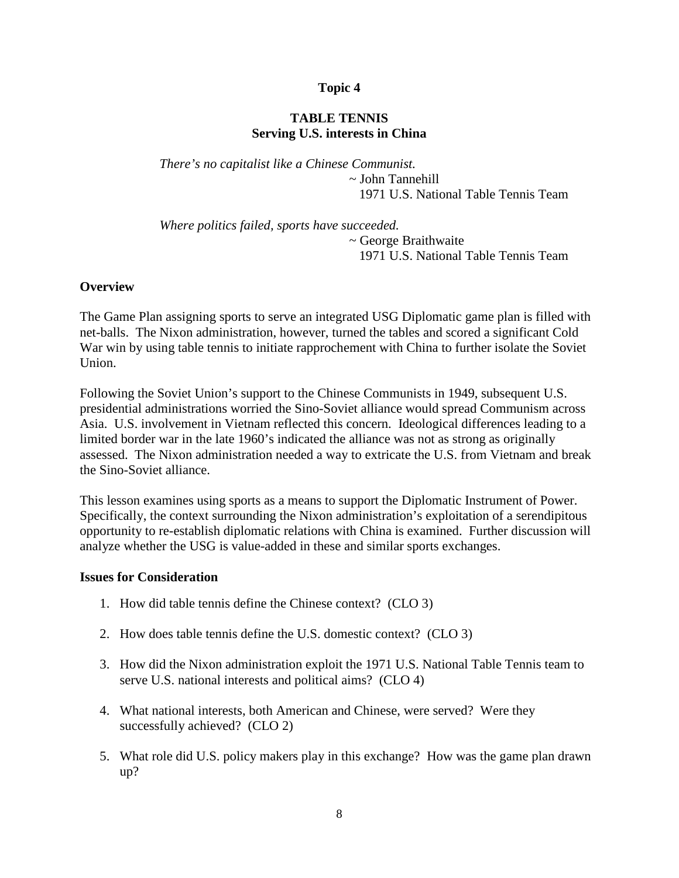## Topic 4

### TABLE TENNIS
### Serving U.S. interests in China

*There's no capitalist like a Chinese Communist.*
~ John Tannehill
1971 U.S. National Table Tennis Team

*Where politics failed, sports have succeeded.*
~ George Braithwaite
1971 U.S. National Table Tennis Team

**Overview**

The Game Plan assigning sports to serve an integrated USG Diplomatic game plan is filled with net-balls. The Nixon administration, however, turned the tables and scored a significant Cold War win by using table tennis to initiate rapprochement with China to further isolate the Soviet Union.

Following the Soviet Union's support to the Chinese Communists in 1949, subsequent U.S. presidential administrations worried the Sino-Soviet alliance would spread Communism across Asia. U.S. involvement in Vietnam reflected this concern. Ideological differences leading to a limited border war in the late 1960's indicated the alliance was not as strong as originally assessed. The Nixon administration needed a way to extricate the U.S. from Vietnam and break the Sino-Soviet alliance.

This lesson examines using sports as a means to support the Diplomatic Instrument of Power. Specifically, the context surrounding the Nixon administration's exploitation of a serendipitous opportunity to re-establish diplomatic relations with China is examined. Further discussion will analyze whether the USG is value-added in these and similar sports exchanges.

**Issues for Consideration**

1. How did table tennis define the Chinese context? (CLO 3)
2. How does table tennis define the U.S. domestic context? (CLO 3)
3. How did the Nixon administration exploit the 1971 U.S. National Table Tennis team to serve U.S. national interests and political aims? (CLO 4)
4. What national interests, both American and Chinese, were served? Were they successfully achieved? (CLO 2)
5. What role did U.S. policy makers play in this exchange? How was the game plan drawn up?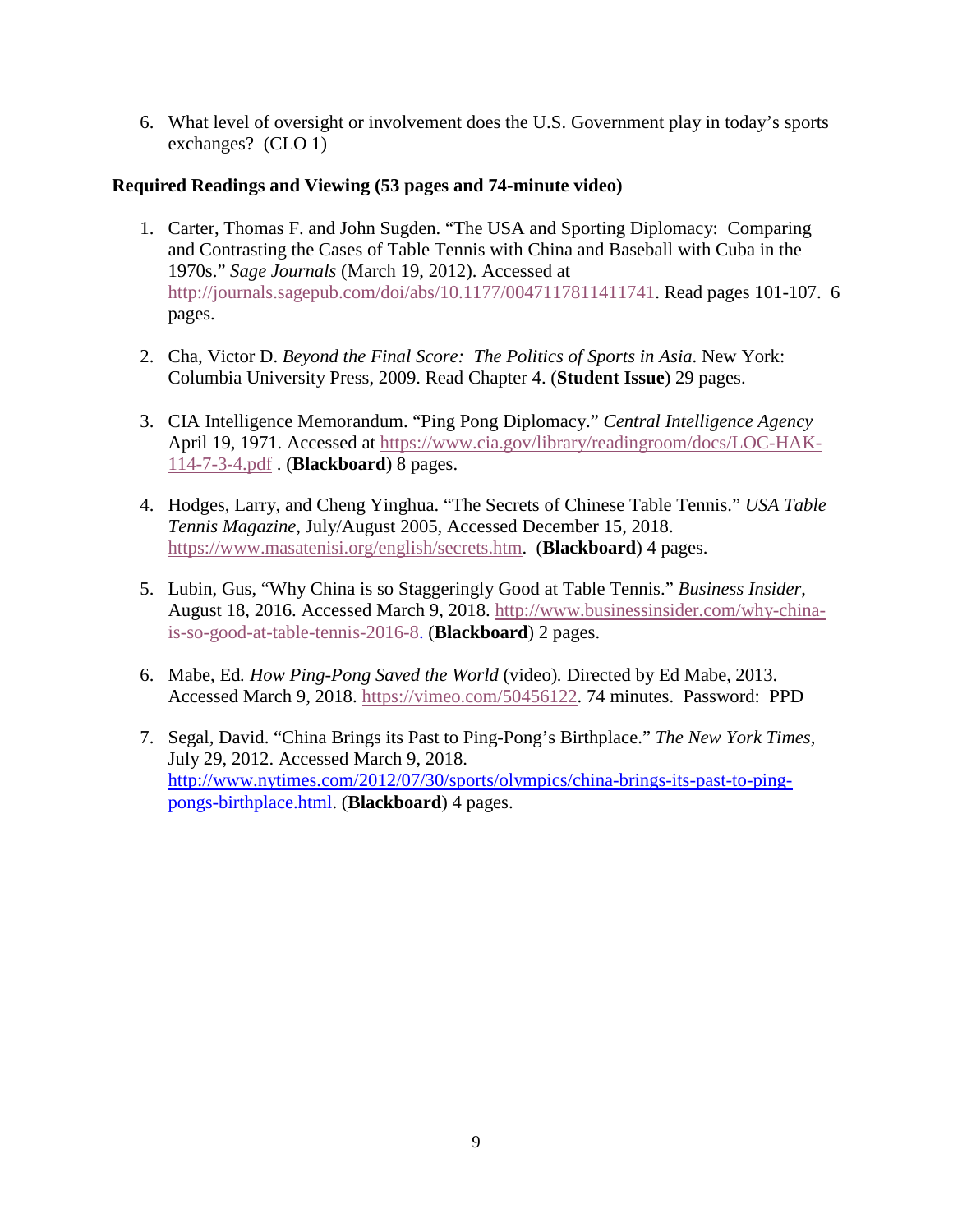6. What level of oversight or involvement does the U.S. Government play in today's sports exchanges? (CLO 1)

**Required Readings and Viewing (53 pages and 74-minute video)**

1. Carter, Thomas F. and John Sugden. "The USA and Sporting Diplomacy: Comparing and Contrasting the Cases of Table Tennis with China and Baseball with Cuba in the 1970s." *Sage Journals* (March 19, 2012). Accessed at http://journals.sagepub.com/doi/abs/10.1177/0047117811411741. Read pages 101-107. 6 pages.

2. Cha, Victor D. *Beyond the Final Score: The Politics of Sports in Asia*. New York: Columbia University Press, 2009. Read Chapter 4. (**Student Issue**) 29 pages.

3. CIA Intelligence Memorandum. "Ping Pong Diplomacy." *Central Intelligence Agency* April 19, 1971. Accessed at https://www.cia.gov/library/readingroom/docs/LOC-HAK-114-7-3-4.pdf . (**Blackboard**) 8 pages.

4. Hodges, Larry, and Cheng Yinghua. "The Secrets of Chinese Table Tennis." *USA Table Tennis Magazine*, July/August 2005, Accessed December 15, 2018. https://www.masatenisi.org/english/secrets.htm. (**Blackboard**) 4 pages.

5. Lubin, Gus, "Why China is so Staggeringly Good at Table Tennis." *Business Insider*, August 18, 2016. Accessed March 9, 2018. http://www.businessinsider.com/why-china-is-so-good-at-table-tennis-2016-8. (**Blackboard**) 2 pages.

6. Mabe, Ed. *How Ping-Pong Saved the World* (video). Directed by Ed Mabe, 2013. Accessed March 9, 2018. https://vimeo.com/50456122. 74 minutes. Password: PPD

7. Segal, David. "China Brings its Past to Ping-Pong's Birthplace." *The New York Times*, July 29, 2012. Accessed March 9, 2018. http://www.nytimes.com/2012/07/30/sports/olympics/china-brings-its-past-to-ping-pongs-birthplace.html. (**Blackboard**) 4 pages.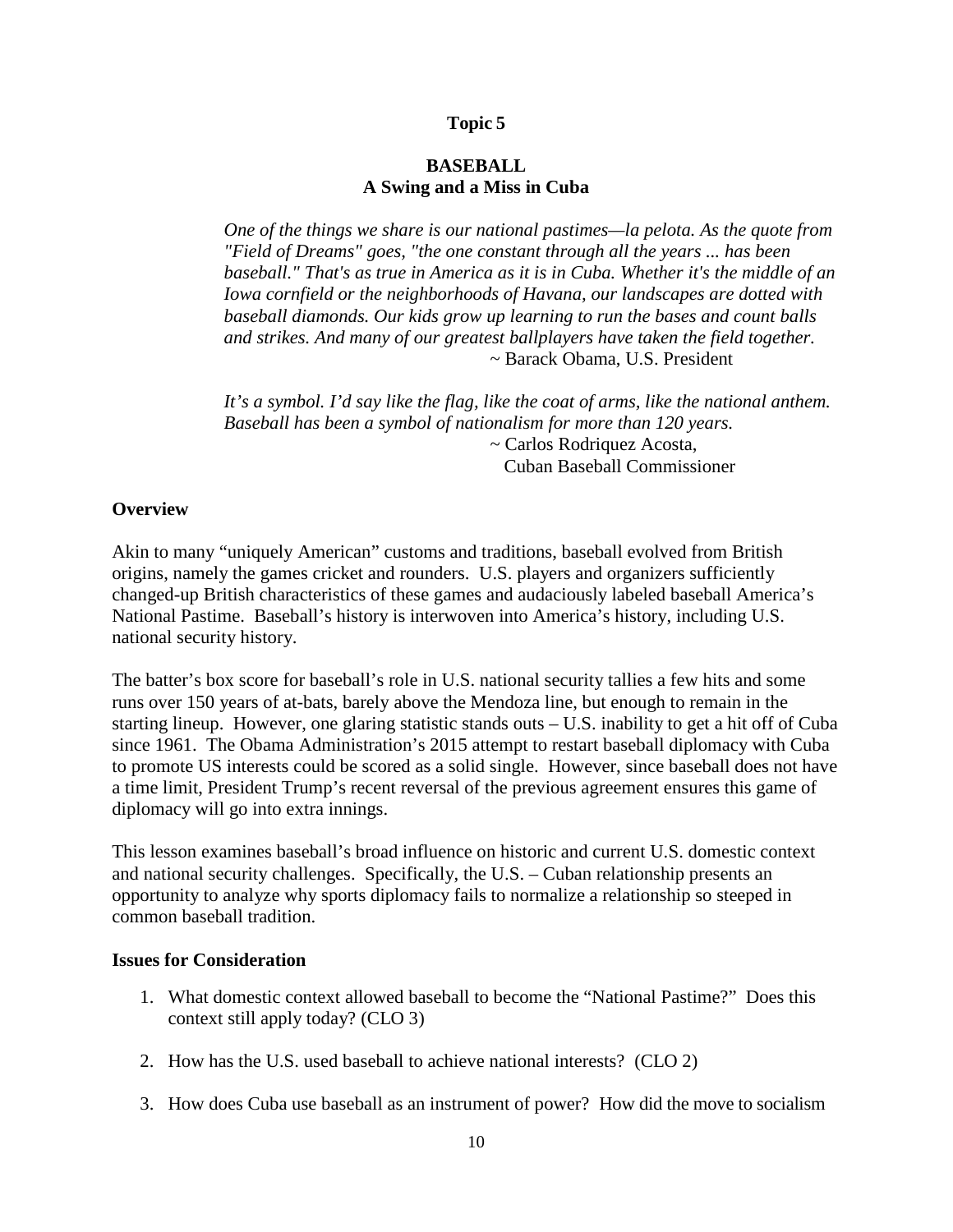**Topic 5**

## BASEBALL
## A Swing and a Miss in Cuba

> *One of the things we share is our national pastimes—la pelota. As the quote from "Field of Dreams" goes, "the one constant through all the years ... has been baseball." That's as true in America as it is in Cuba. Whether it's the middle of an Iowa cornfield or the neighborhoods of Havana, our landscapes are dotted with baseball diamonds. Our kids grow up learning to run the bases and count balls and strikes. And many of our greatest ballplayers have taken the field together.*
>
> ~ Barack Obama, U.S. President

> *It's a symbol. I'd say like the flag, like the coat of arms, like the national anthem. Baseball has been a symbol of nationalism for more than 120 years.*
>
> ~ Carlos Rodriquez Acosta,
> Cuban Baseball Commissioner

### Overview

Akin to many "uniquely American" customs and traditions, baseball evolved from British origins, namely the games cricket and rounders. U.S. players and organizers sufficiently changed-up British characteristics of these games and audaciously labeled baseball America's National Pastime. Baseball's history is interwoven into America's history, including U.S. national security history.

The batter's box score for baseball's role in U.S. national security tallies a few hits and some runs over 150 years of at-bats, barely above the Mendoza line, but enough to remain in the starting lineup. However, one glaring statistic stands outs – U.S. inability to get a hit off of Cuba since 1961. The Obama Administration's 2015 attempt to restart baseball diplomacy with Cuba to promote US interests could be scored as a solid single. However, since baseball does not have a time limit, President Trump's recent reversal of the previous agreement ensures this game of diplomacy will go into extra innings.

This lesson examines baseball's broad influence on historic and current U.S. domestic context and national security challenges. Specifically, the U.S. – Cuban relationship presents an opportunity to analyze why sports diplomacy fails to normalize a relationship so steeped in common baseball tradition.

### Issues for Consideration

1. What domestic context allowed baseball to become the "National Pastime?" Does this context still apply today? (CLO 3)

2. How has the U.S. used baseball to achieve national interests? (CLO 2)

3. How does Cuba use baseball as an instrument of power? How did the move to socialism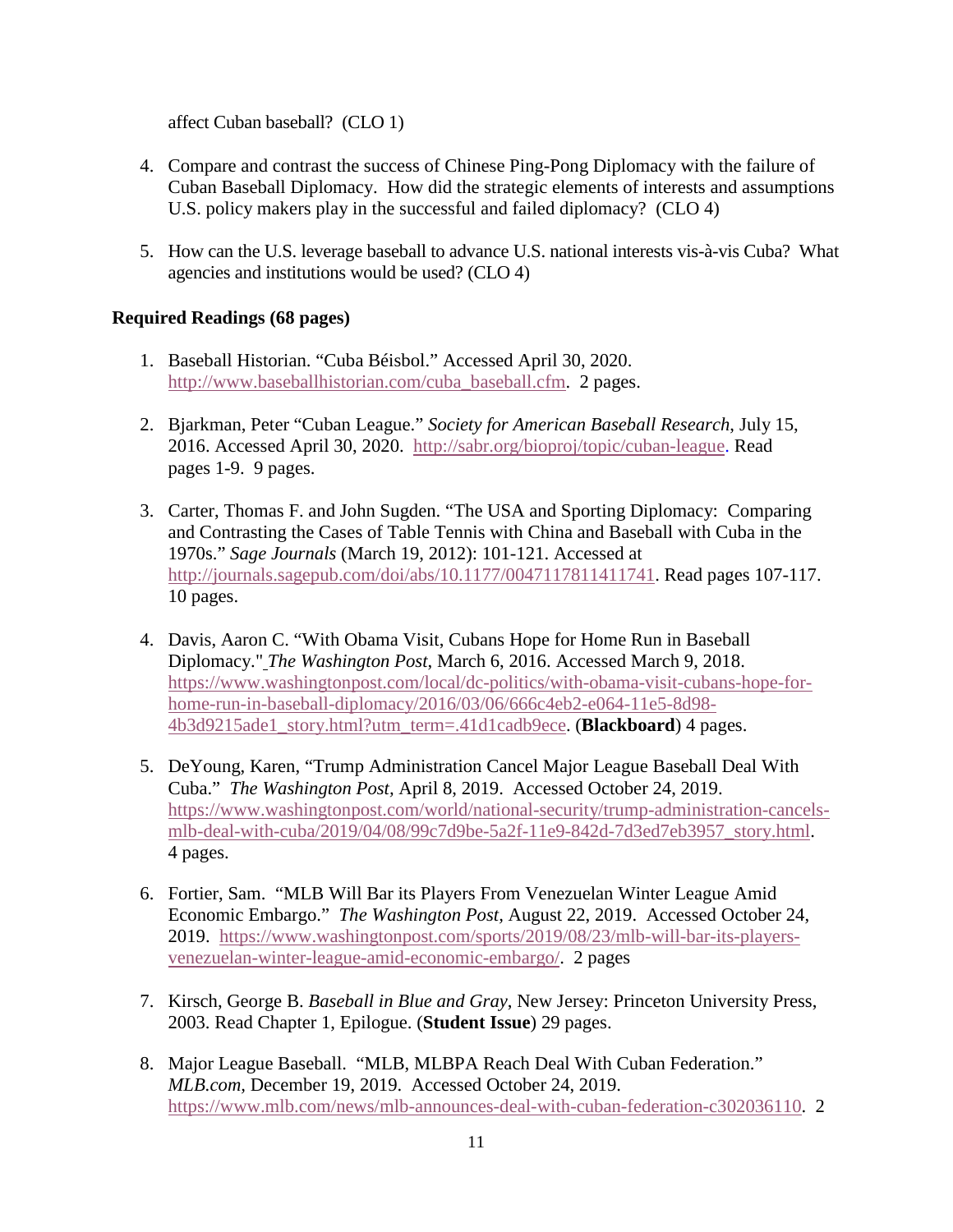affect Cuban baseball? (CLO 1)

4. Compare and contrast the success of Chinese Ping-Pong Diplomacy with the failure of Cuban Baseball Diplomacy. How did the strategic elements of interests and assumptions U.S. policy makers play in the successful and failed diplomacy? (CLO 4)

5. How can the U.S. leverage baseball to advance U.S. national interests vis-à-vis Cuba? What agencies and institutions would be used? (CLO 4)

**Required Readings (68 pages)**

1. Baseball Historian. "Cuba Béisbol." Accessed April 30, 2020. http://www.baseballhistorian.com/cuba_baseball.cfm. 2 pages.

2. Bjarkman, Peter "Cuban League." *Society for American Baseball Research*, July 15, 2016. Accessed April 30, 2020. http://sabr.org/bioproj/topic/cuban-league. Read pages 1-9. 9 pages.

3. Carter, Thomas F. and John Sugden. "The USA and Sporting Diplomacy: Comparing and Contrasting the Cases of Table Tennis with China and Baseball with Cuba in the 1970s." *Sage Journals* (March 19, 2012): 101-121. Accessed at http://journals.sagepub.com/doi/abs/10.1177/0047117811411741. Read pages 107-117. 10 pages.

4. Davis, Aaron C. "With Obama Visit, Cubans Hope for Home Run in Baseball Diplomacy." *The Washington Post*, March 6, 2016. Accessed March 9, 2018. https://www.washingtonpost.com/local/dc-politics/with-obama-visit-cubans-hope-for-home-run-in-baseball-diplomacy/2016/03/06/666c4eb2-e064-11e5-8d98-4b3d9215ade1_story.html?utm_term=.41d1cadb9ece. (**Blackboard**) 4 pages.

5. DeYoung, Karen, "Trump Administration Cancel Major League Baseball Deal With Cuba." *The Washington Post*, April 8, 2019. Accessed October 24, 2019. https://www.washingtonpost.com/world/national-security/trump-administration-cancels-mlb-deal-with-cuba/2019/04/08/99c7d9be-5a2f-11e9-842d-7d3ed7eb3957_story.html. 4 pages.

6. Fortier, Sam. "MLB Will Bar its Players From Venezuelan Winter League Amid Economic Embargo." *The Washington Post*, August 22, 2019. Accessed October 24, 2019. https://www.washingtonpost.com/sports/2019/08/23/mlb-will-bar-its-players-venezuelan-winter-league-amid-economic-embargo/. 2 pages

7. Kirsch, George B. *Baseball in Blue and Gray*, New Jersey: Princeton University Press, 2003. Read Chapter 1, Epilogue. (**Student Issue**) 29 pages.

8. Major League Baseball. "MLB, MLBPA Reach Deal With Cuban Federation." *MLB.com*, December 19, 2019. Accessed October 24, 2019. https://www.mlb.com/news/mlb-announces-deal-with-cuban-federation-c302036110. 2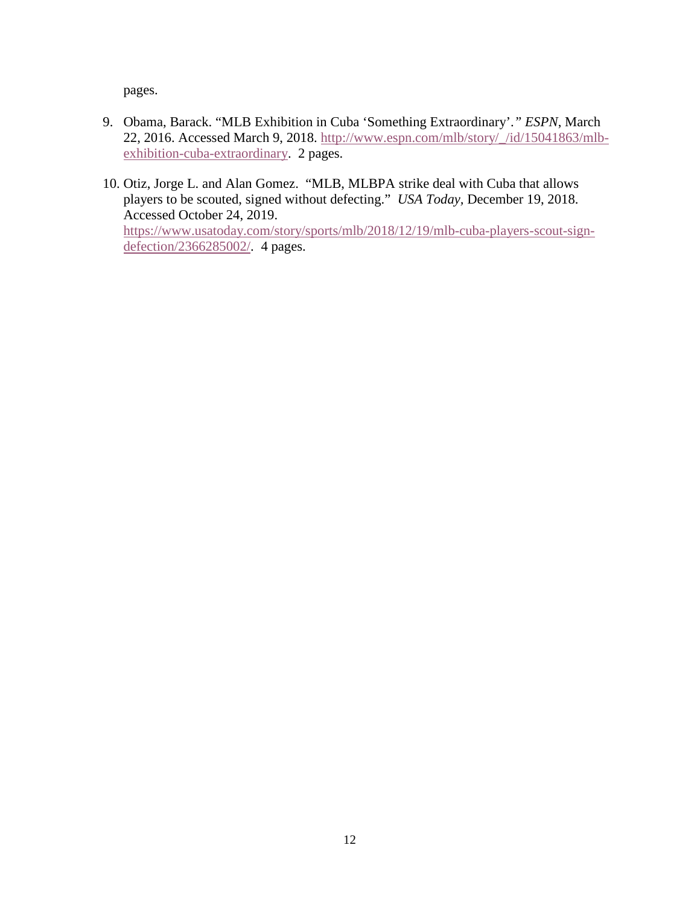pages.

9. Obama, Barack. "MLB Exhibition in Cuba 'Something Extraordinary'." *ESPN*, March 22, 2016. Accessed March 9, 2018. http://www.espn.com/mlb/story/_/id/15041863/mlb-exhibition-cuba-extraordinary. 2 pages.

10. Otiz, Jorge L. and Alan Gomez. "MLB, MLBPA strike deal with Cuba that allows players to be scouted, signed without defecting." *USA Today*, December 19, 2018. Accessed October 24, 2019. https://www.usatoday.com/story/sports/mlb/2018/12/19/mlb-cuba-players-scout-sign-defection/2366285002/. 4 pages.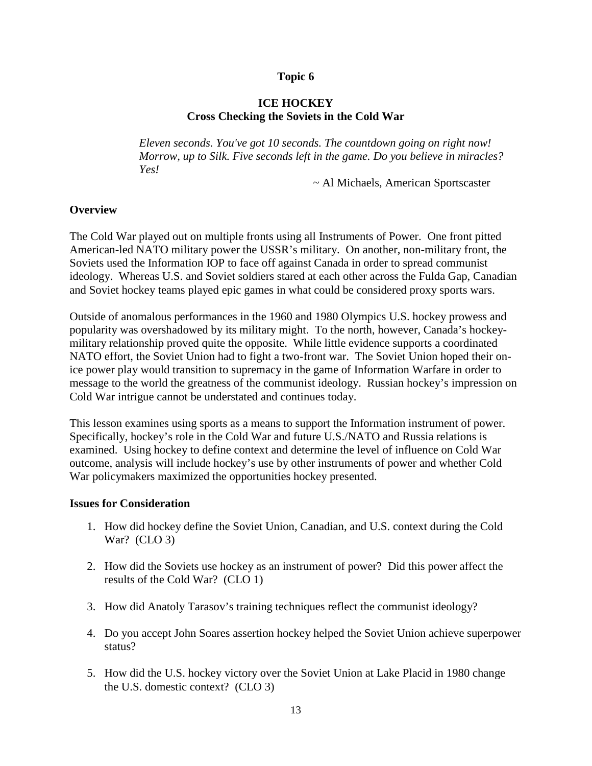## Topic 6

### ICE HOCKEY
### Cross Checking the Soviets in the Cold War

> *Eleven seconds. You've got 10 seconds. The countdown going on right now! Morrow, up to Silk. Five seconds left in the game. Do you believe in miracles? Yes!*
>
> ~ Al Michaels, American Sportscaster

**Overview**

The Cold War played out on multiple fronts using all Instruments of Power. One front pitted American-led NATO military power the USSR's military. On another, non-military front, the Soviets used the Information IOP to face off against Canada in order to spread communist ideology. Whereas U.S. and Soviet soldiers stared at each other across the Fulda Gap, Canadian and Soviet hockey teams played epic games in what could be considered proxy sports wars.

Outside of anomalous performances in the 1960 and 1980 Olympics U.S. hockey prowess and popularity was overshadowed by its military might. To the north, however, Canada's hockey-military relationship proved quite the opposite. While little evidence supports a coordinated NATO effort, the Soviet Union had to fight a two-front war. The Soviet Union hoped their on-ice power play would transition to supremacy in the game of Information Warfare in order to message to the world the greatness of the communist ideology. Russian hockey's impression on Cold War intrigue cannot be understated and continues today.

This lesson examines using sports as a means to support the Information instrument of power. Specifically, hockey's role in the Cold War and future U.S./NATO and Russia relations is examined. Using hockey to define context and determine the level of influence on Cold War outcome, analysis will include hockey's use by other instruments of power and whether Cold War policymakers maximized the opportunities hockey presented.

**Issues for Consideration**

1. How did hockey define the Soviet Union, Canadian, and U.S. context during the Cold War? (CLO 3)

2. How did the Soviets use hockey as an instrument of power? Did this power affect the results of the Cold War? (CLO 1)

3. How did Anatoly Tarasov's training techniques reflect the communist ideology?

4. Do you accept John Soares assertion hockey helped the Soviet Union achieve superpower status?

5. How did the U.S. hockey victory over the Soviet Union at Lake Placid in 1980 change the U.S. domestic context? (CLO 3)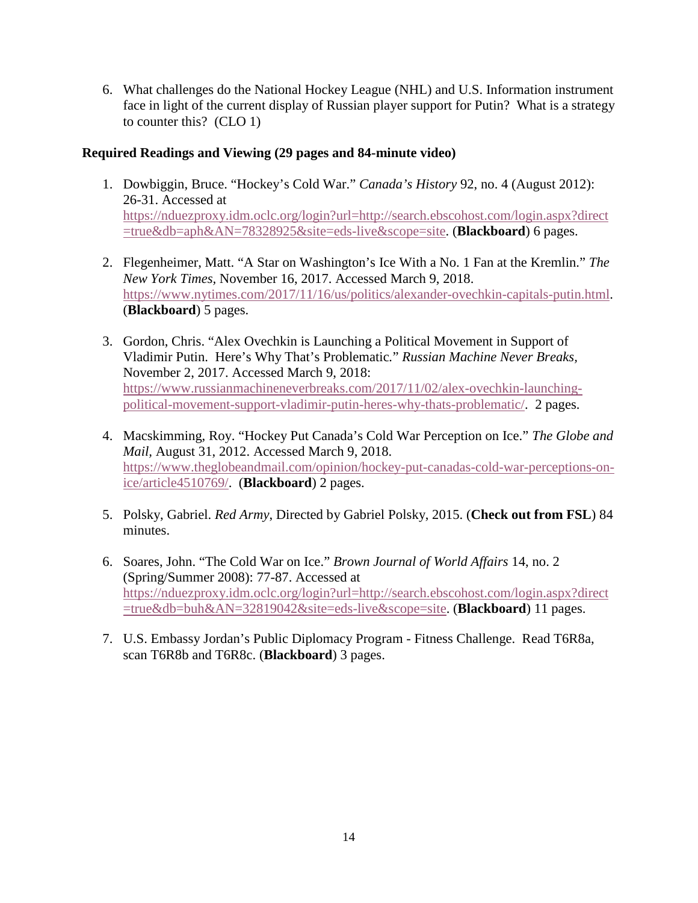6. What challenges do the National Hockey League (NHL) and U.S. Information instrument face in light of the current display of Russian player support for Putin? What is a strategy to counter this? (CLO 1)

**Required Readings and Viewing (29 pages and 84-minute video)**

1. Dowbiggin, Bruce. "Hockey's Cold War." *Canada's History* 92, no. 4 (August 2012): 26-31. Accessed at https://nduezproxy.idm.oclc.org/login?url=http://search.ebscohost.com/login.aspx?direct=true&db=aph&AN=78328925&site=eds-live&scope=site. (**Blackboard**) 6 pages.

2. Flegenheimer, Matt. "A Star on Washington's Ice With a No. 1 Fan at the Kremlin." *The New York Times*, November 16, 2017. Accessed March 9, 2018. https://www.nytimes.com/2017/11/16/us/politics/alexander-ovechkin-capitals-putin.html. (**Blackboard**) 5 pages.

3. Gordon, Chris. "Alex Ovechkin is Launching a Political Movement in Support of Vladimir Putin. Here's Why That's Problematic." *Russian Machine Never Breaks*, November 2, 2017. Accessed March 9, 2018: https://www.russianmachineneverbreaks.com/2017/11/02/alex-ovechkin-launching-political-movement-support-vladimir-putin-heres-why-thats-problematic/. 2 pages.

4. Macskimming, Roy. "Hockey Put Canada's Cold War Perception on Ice." *The Globe and Mail*, August 31, 2012. Accessed March 9, 2018. https://www.theglobeandmail.com/opinion/hockey-put-canadas-cold-war-perceptions-on-ice/article4510769/. (**Blackboard**) 2 pages.

5. Polsky, Gabriel. *Red Army*, Directed by Gabriel Polsky, 2015. (**Check out from FSL**) 84 minutes.

6. Soares, John. "The Cold War on Ice." *Brown Journal of World Affairs* 14, no. 2 (Spring/Summer 2008): 77-87. Accessed at https://nduezproxy.idm.oclc.org/login?url=http://search.ebscohost.com/login.aspx?direct=true&db=buh&AN=32819042&site=eds-live&scope=site. (**Blackboard**) 11 pages.

7. U.S. Embassy Jordan's Public Diplomacy Program - Fitness Challenge. Read T6R8a, scan T6R8b and T6R8c. (**Blackboard**) 3 pages.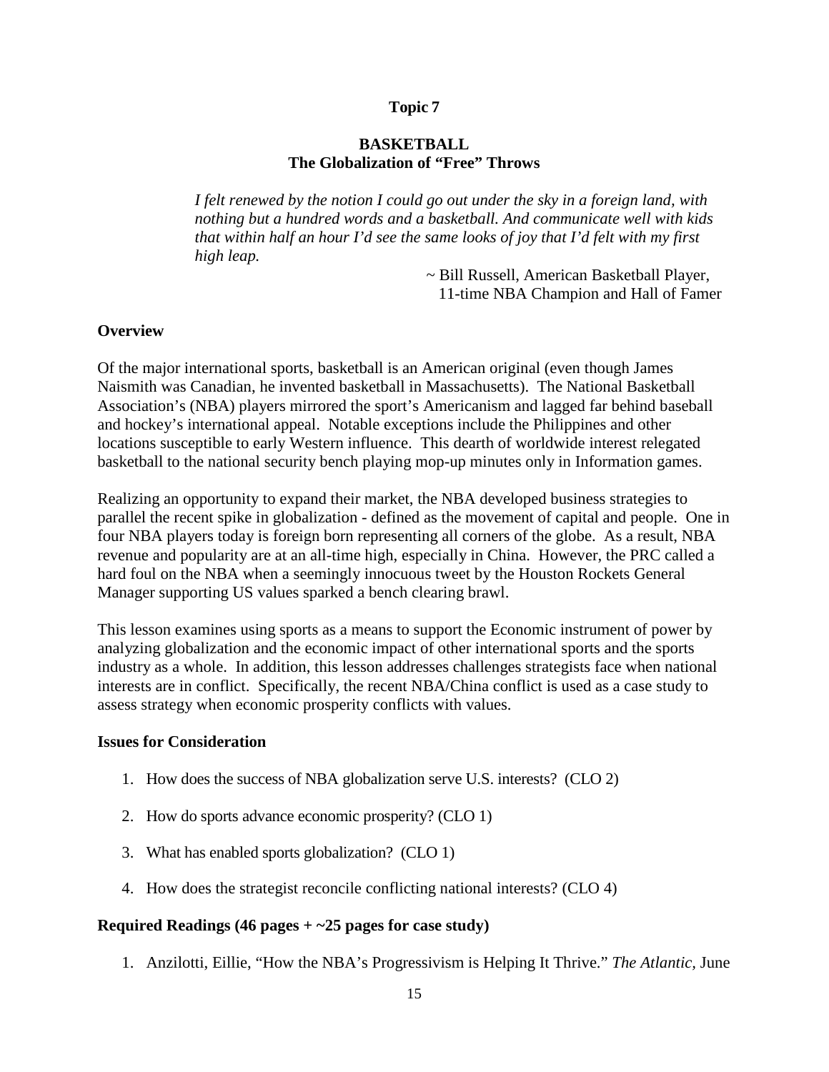**Topic 7**

**BASKETBALL**
**The Globalization of "Free" Throws**

> *I felt renewed by the notion I could go out under the sky in a foreign land, with nothing but a hundred words and a basketball. And communicate well with kids that within half an hour I'd see the same looks of joy that I'd felt with my first high leap.*
>
> ~ Bill Russell, American Basketball Player, 11-time NBA Champion and Hall of Famer

**Overview**

Of the major international sports, basketball is an American original (even though James Naismith was Canadian, he invented basketball in Massachusetts). The National Basketball Association's (NBA) players mirrored the sport's Americanism and lagged far behind baseball and hockey's international appeal. Notable exceptions include the Philippines and other locations susceptible to early Western influence. This dearth of worldwide interest relegated basketball to the national security bench playing mop-up minutes only in Information games.

Realizing an opportunity to expand their market, the NBA developed business strategies to parallel the recent spike in globalization - defined as the movement of capital and people. One in four NBA players today is foreign born representing all corners of the globe. As a result, NBA revenue and popularity are at an all-time high, especially in China. However, the PRC called a hard foul on the NBA when a seemingly innocuous tweet by the Houston Rockets General Manager supporting US values sparked a bench clearing brawl.

This lesson examines using sports as a means to support the Economic instrument of power by analyzing globalization and the economic impact of other international sports and the sports industry as a whole. In addition, this lesson addresses challenges strategists face when national interests are in conflict. Specifically, the recent NBA/China conflict is used as a case study to assess strategy when economic prosperity conflicts with values.

**Issues for Consideration**

1. How does the success of NBA globalization serve U.S. interests? (CLO 2)
2. How do sports advance economic prosperity? (CLO 1)
3. What has enabled sports globalization? (CLO 1)
4. How does the strategist reconcile conflicting national interests? (CLO 4)

**Required Readings (46 pages + ~25 pages for case study)**

1. Anzilotti, Eillie, "How the NBA's Progressivism is Helping It Thrive." *The Atlantic*, June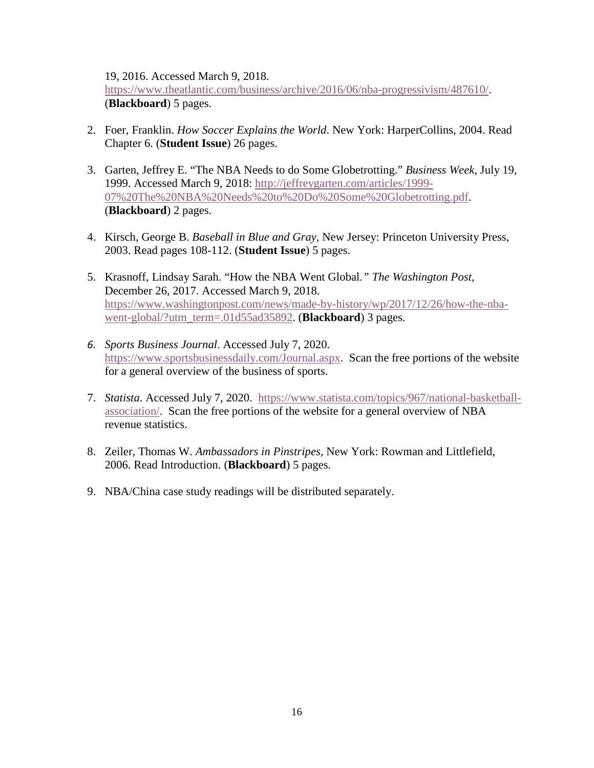19, 2016. Accessed March 9, 2018. https://www.theatlantic.com/business/archive/2016/06/nba-progressivism/487610/. (**Blackboard**) 5 pages.

2. Foer, Franklin. *How Soccer Explains the World*. New York: HarperCollins, 2004. Read Chapter 6. (**Student Issue**) 26 pages.

3. Garten, Jeffrey E. "The NBA Needs to do Some Globetrotting." *Business Week,* July 19, 1999. Accessed March 9, 2018: http://jeffreygarten.com/articles/1999-07%20The%20NBA%20Needs%20to%20Do%20Some%20Globetrotting.pdf. (**Blackboard**) 2 pages.

4. Kirsch, George B. *Baseball in Blue and Gray*, New Jersey: Princeton University Press, 2003. Read pages 108-112. (**Student Issue**) 5 pages.

5. Krasnoff, Lindsay Sarah. "How the NBA Went Global*." The Washington Post*, December 26, 2017. Accessed March 9, 2018. https://www.washingtonpost.com/news/made-by-history/wp/2017/12/26/how-the-nba-went-global/?utm_term=.01d55ad35892. (**Blackboard**) 3 pages.

6. *Sports Business Journal*. Accessed July 7, 2020. https://www.sportsbusinessdaily.com/Journal.aspx. Scan the free portions of the website for a general overview of the business of sports.

7. *Statista*. Accessed July 7, 2020. https://www.statista.com/topics/967/national-basketball-association/. Scan the free portions of the website for a general overview of NBA revenue statistics.

8. Zeiler, Thomas W. *Ambassadors in Pinstripes*, New York: Rowman and Littlefield, 2006. Read Introduction. (**Blackboard**) 5 pages.

9. NBA/China case study readings will be distributed separately.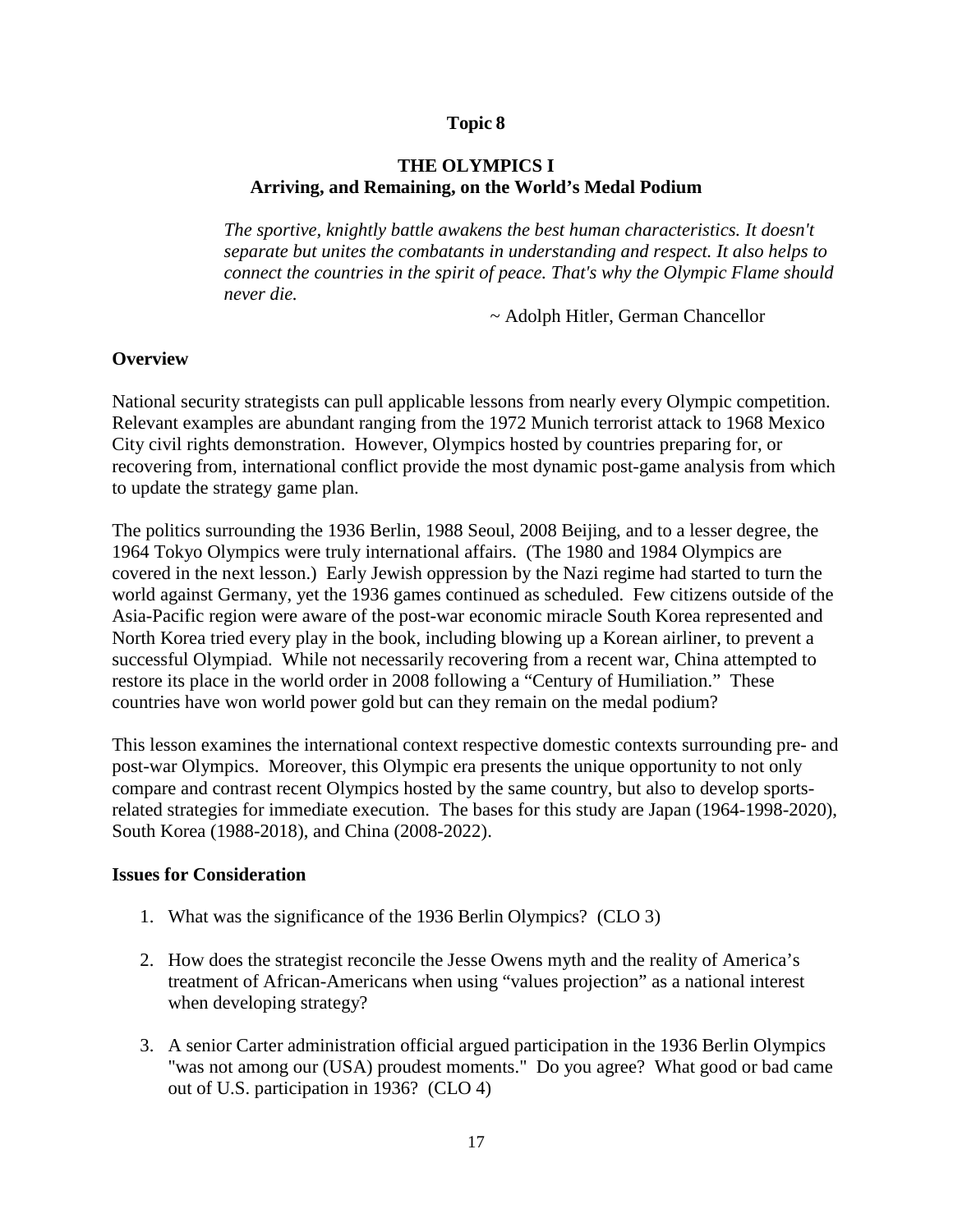**Topic 8**

## THE OLYMPICS I
### Arriving, and Remaining, on the World's Medal Podium

> *The sportive, knightly battle awakens the best human characteristics. It doesn't separate but unites the combatants in understanding and respect. It also helps to connect the countries in the spirit of peace. That's why the Olympic Flame should never die.*
>
> ~ Adolph Hitler, German Chancellor

**Overview**

National security strategists can pull applicable lessons from nearly every Olympic competition. Relevant examples are abundant ranging from the 1972 Munich terrorist attack to 1968 Mexico City civil rights demonstration. However, Olympics hosted by countries preparing for, or recovering from, international conflict provide the most dynamic post-game analysis from which to update the strategy game plan.

The politics surrounding the 1936 Berlin, 1988 Seoul, 2008 Beijing, and to a lesser degree, the 1964 Tokyo Olympics were truly international affairs. (The 1980 and 1984 Olympics are covered in the next lesson.) Early Jewish oppression by the Nazi regime had started to turn the world against Germany, yet the 1936 games continued as scheduled. Few citizens outside of the Asia-Pacific region were aware of the post-war economic miracle South Korea represented and North Korea tried every play in the book, including blowing up a Korean airliner, to prevent a successful Olympiad. While not necessarily recovering from a recent war, China attempted to restore its place in the world order in 2008 following a "Century of Humiliation." These countries have won world power gold but can they remain on the medal podium?

This lesson examines the international context respective domestic contexts surrounding pre- and post-war Olympics. Moreover, this Olympic era presents the unique opportunity to not only compare and contrast recent Olympics hosted by the same country, but also to develop sports-related strategies for immediate execution. The bases for this study are Japan (1964-1998-2020), South Korea (1988-2018), and China (2008-2022).

**Issues for Consideration**

1. What was the significance of the 1936 Berlin Olympics? (CLO 3)

2. How does the strategist reconcile the Jesse Owens myth and the reality of America's treatment of African-Americans when using "values projection" as a national interest when developing strategy?

3. A senior Carter administration official argued participation in the 1936 Berlin Olympics "was not among our (USA) proudest moments." Do you agree? What good or bad came out of U.S. participation in 1936? (CLO 4)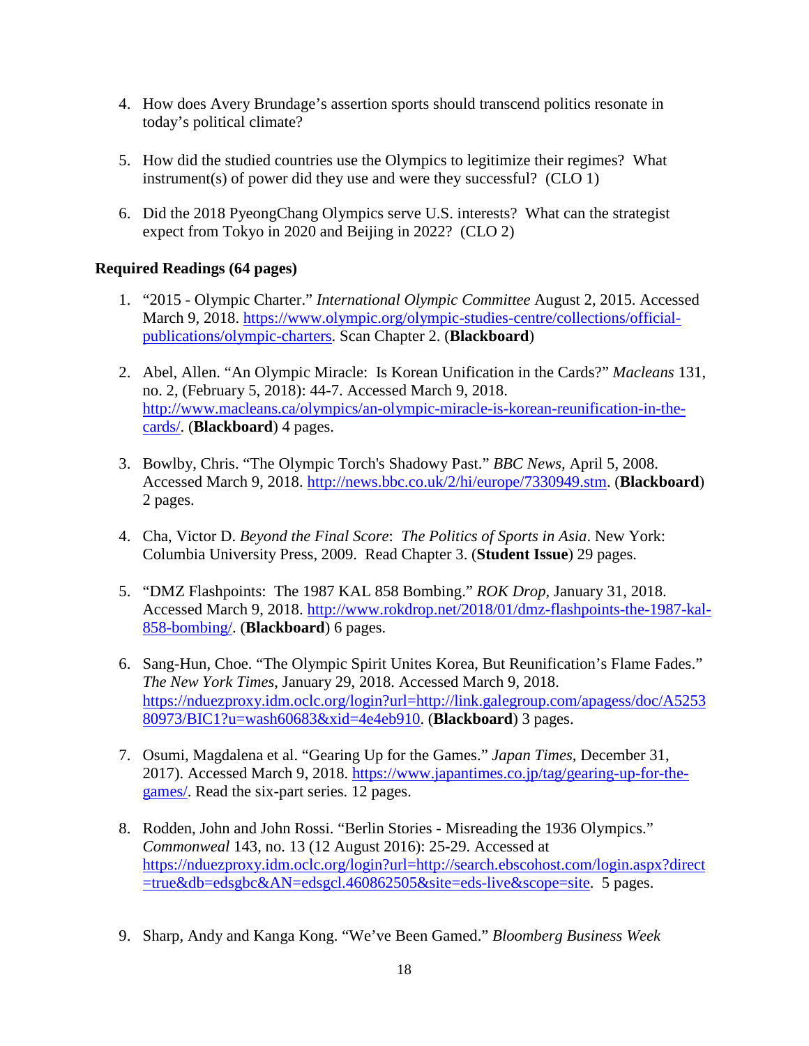4. How does Avery Brundage's assertion sports should transcend politics resonate in today's political climate?

5. How did the studied countries use the Olympics to legitimize their regimes? What instrument(s) of power did they use and were they successful? (CLO 1)

6. Did the 2018 PyeongChang Olympics serve U.S. interests? What can the strategist expect from Tokyo in 2020 and Beijing in 2022? (CLO 2)

**Required Readings (64 pages)**

1. "2015 - Olympic Charter." *International Olympic Committee* August 2, 2015. Accessed March 9, 2018. https://www.olympic.org/olympic-studies-centre/collections/official-publications/olympic-charters. Scan Chapter 2. (**Blackboard**)

2. Abel, Allen. "An Olympic Miracle: Is Korean Unification in the Cards?" *Macleans* 131, no. 2, (February 5, 2018): 44-7. Accessed March 9, 2018. http://www.macleans.ca/olympics/an-olympic-miracle-is-korean-reunification-in-the-cards/. (**Blackboard**) 4 pages.

3. Bowlby, Chris. "The Olympic Torch's Shadowy Past." *BBC News*, April 5, 2008. Accessed March 9, 2018. http://news.bbc.co.uk/2/hi/europe/7330949.stm. (**Blackboard**) 2 pages.

4. Cha, Victor D. *Beyond the Final Score*: *The Politics of Sports in Asia*. New York: Columbia University Press, 2009. Read Chapter 3. (**Student Issue**) 29 pages.

5. "DMZ Flashpoints: The 1987 KAL 858 Bombing." *ROK Drop*, January 31, 2018. Accessed March 9, 2018. http://www.rokdrop.net/2018/01/dmz-flashpoints-the-1987-kal-858-bombing/. (**Blackboard**) 6 pages.

6. Sang-Hun, Choe. "The Olympic Spirit Unites Korea, But Reunification's Flame Fades." *The New York Times*, January 29, 2018. Accessed March 9, 2018. https://nduezproxy.idm.oclc.org/login?url=http://link.galegroup.com/apagess/doc/A525380973/BIC1?u=wash60683&xid=4e4eb910. (**Blackboard**) 3 pages.

7. Osumi, Magdalena et al. "Gearing Up for the Games." *Japan Times*, December 31, 2017). Accessed March 9, 2018. https://www.japantimes.co.jp/tag/gearing-up-for-the-games/. Read the six-part series. 12 pages.

8. Rodden, John and John Rossi. "Berlin Stories - Misreading the 1936 Olympics." *Commonweal* 143, no. 13 (12 August 2016): 25-29. Accessed at https://nduezproxy.idm.oclc.org/login?url=http://search.ebscohost.com/login.aspx?direct=true&db=edsgbc&AN=edsgcl.460862505&site=eds-live&scope=site. 5 pages.

9. Sharp, Andy and Kanga Kong. "We've Been Gamed." *Bloomberg Business Week*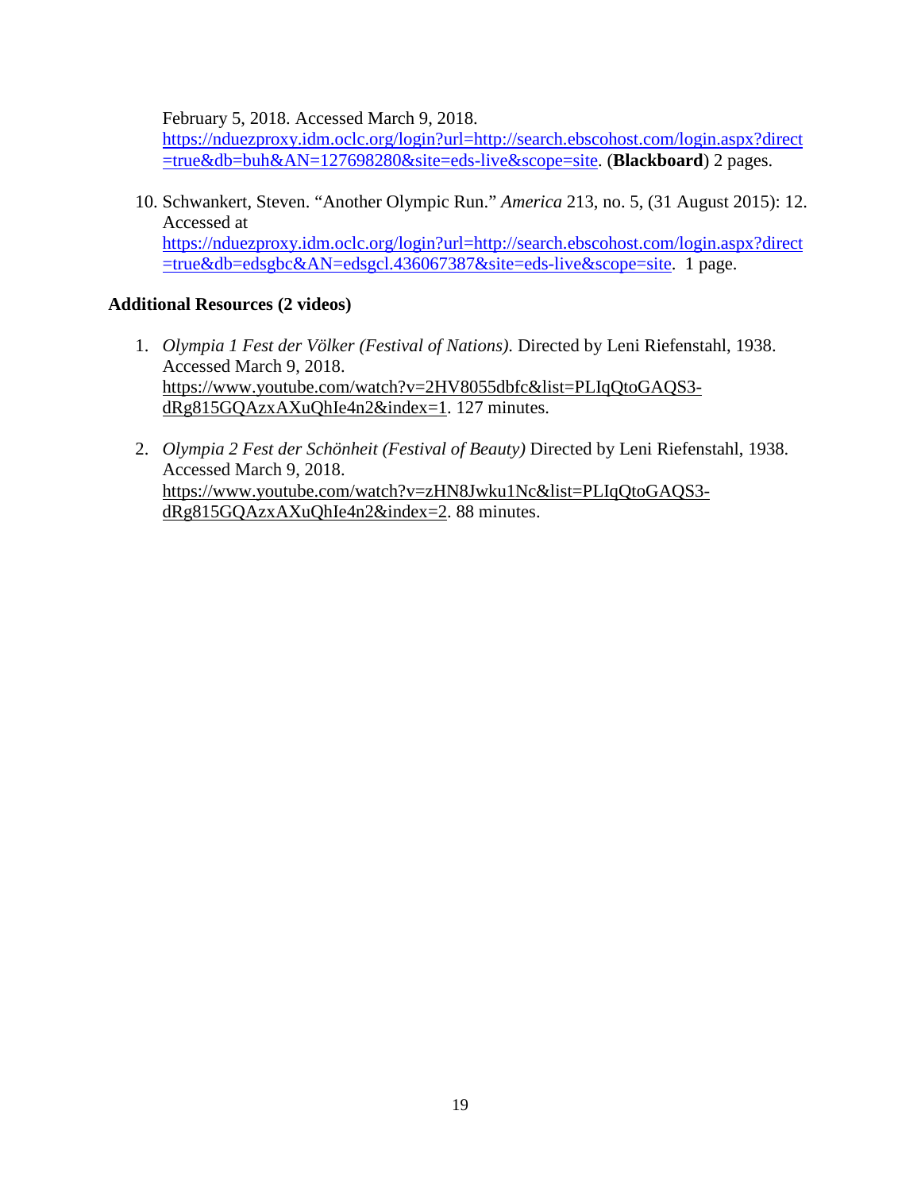February 5, 2018. Accessed March 9, 2018. https://nduezproxy.idm.oclc.org/login?url=http://search.ebscohost.com/login.aspx?direct=true&db=buh&AN=127698280&site=eds-live&scope=site. (**Blackboard**) 2 pages.

10. Schwankert, Steven. "Another Olympic Run." *America* 213, no. 5, (31 August 2015): 12. Accessed at https://nduezproxy.idm.oclc.org/login?url=http://search.ebscohost.com/login.aspx?direct=true&db=edsgbc&AN=edsgcl.436067387&site=eds-live&scope=site. 1 page.

**Additional Resources (2 videos)**

1. *Olympia 1 Fest der Völker (Festival of Nations)*. Directed by Leni Riefenstahl, 1938. Accessed March 9, 2018. https://www.youtube.com/watch?v=2HV8055dbfc&list=PLIqQtoGAQS3-dRg815GQAzxAXuQhIe4n2&index=1. 127 minutes.

2. *Olympia 2 Fest der Schönheit (Festival of Beauty)* Directed by Leni Riefenstahl, 1938. Accessed March 9, 2018. https://www.youtube.com/watch?v=zHN8Jwku1Nc&list=PLIqQtoGAQS3-dRg815GQAzxAXuQhIe4n2&index=2. 88 minutes.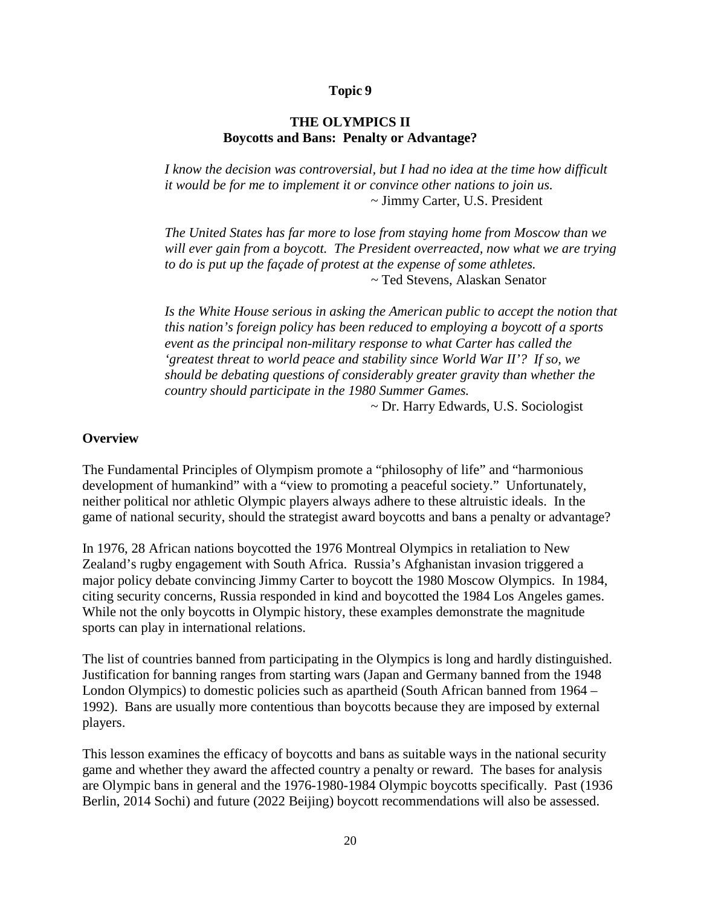## Topic 9

### THE OLYMPICS II
### Boycotts and Bans: Penalty or Advantage?

> *I know the decision was controversial, but I had no idea at the time how difficult it would be for me to implement it or convince other nations to join us.*
> ~ Jimmy Carter, U.S. President

> *The United States has far more to lose from staying home from Moscow than we will ever gain from a boycott. The President overreacted, now what we are trying to do is put up the façade of protest at the expense of some athletes.*
> ~ Ted Stevens, Alaskan Senator

> *Is the White House serious in asking the American public to accept the notion that this nation's foreign policy has been reduced to employing a boycott of a sports event as the principal non-military response to what Carter has called the 'greatest threat to world peace and stability since World War II'? If so, we should be debating questions of considerably greater gravity than whether the country should participate in the 1980 Summer Games.*
> ~ Dr. Harry Edwards, U.S. Sociologist

**Overview**

The Fundamental Principles of Olympism promote a "philosophy of life" and "harmonious development of humankind" with a "view to promoting a peaceful society." Unfortunately, neither political nor athletic Olympic players always adhere to these altruistic ideals. In the game of national security, should the strategist award boycotts and bans a penalty or advantage?

In 1976, 28 African nations boycotted the 1976 Montreal Olympics in retaliation to New Zealand's rugby engagement with South Africa. Russia's Afghanistan invasion triggered a major policy debate convincing Jimmy Carter to boycott the 1980 Moscow Olympics. In 1984, citing security concerns, Russia responded in kind and boycotted the 1984 Los Angeles games. While not the only boycotts in Olympic history, these examples demonstrate the magnitude sports can play in international relations.

The list of countries banned from participating in the Olympics is long and hardly distinguished. Justification for banning ranges from starting wars (Japan and Germany banned from the 1948 London Olympics) to domestic policies such as apartheid (South African banned from 1964 – 1992). Bans are usually more contentious than boycotts because they are imposed by external players.

This lesson examines the efficacy of boycotts and bans as suitable ways in the national security game and whether they award the affected country a penalty or reward. The bases for analysis are Olympic bans in general and the 1976-1980-1984 Olympic boycotts specifically. Past (1936 Berlin, 2014 Sochi) and future (2022 Beijing) boycott recommendations will also be assessed.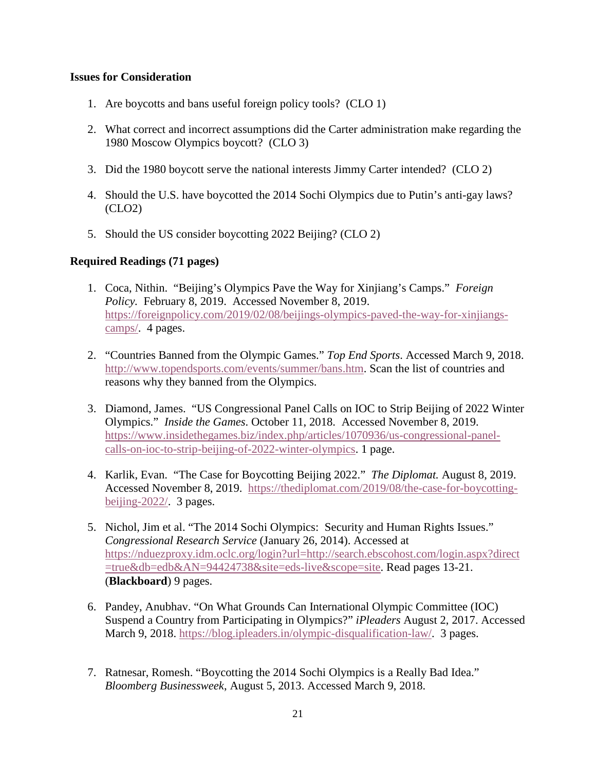**Issues for Consideration**

1. Are boycotts and bans useful foreign policy tools? (CLO 1)

2. What correct and incorrect assumptions did the Carter administration make regarding the 1980 Moscow Olympics boycott? (CLO 3)

3. Did the 1980 boycott serve the national interests Jimmy Carter intended? (CLO 2)

4. Should the U.S. have boycotted the 2014 Sochi Olympics due to Putin's anti-gay laws? (CLO2)

5. Should the US consider boycotting 2022 Beijing? (CLO 2)

**Required Readings (71 pages)**

1. Coca, Nithin. "Beijing's Olympics Pave the Way for Xinjiang's Camps." *Foreign Policy.* February 8, 2019. Accessed November 8, 2019. https://foreignpolicy.com/2019/02/08/beijings-olympics-paved-the-way-for-xinjiangs-camps/. 4 pages.

2. "Countries Banned from the Olympic Games." *Top End Sports*. Accessed March 9, 2018. http://www.topendsports.com/events/summer/bans.htm. Scan the list of countries and reasons why they banned from the Olympics.

3. Diamond, James. "US Congressional Panel Calls on IOC to Strip Beijing of 2022 Winter Olympics." *Inside the Games*. October 11, 2018. Accessed November 8, 2019. https://www.insidethegames.biz/index.php/articles/1070936/us-congressional-panel-calls-on-ioc-to-strip-beijing-of-2022-winter-olympics. 1 page.

4. Karlik, Evan. "The Case for Boycotting Beijing 2022." *The Diplomat.* August 8, 2019. Accessed November 8, 2019. https://thediplomat.com/2019/08/the-case-for-boycotting-beijing-2022/. 3 pages.

5. Nichol, Jim et al. "The 2014 Sochi Olympics: Security and Human Rights Issues." *Congressional Research Service* (January 26, 2014). Accessed at https://nduezproxy.idm.oclc.org/login?url=http://search.ebscohost.com/login.aspx?direct=true&db=edb&AN=94424738&site=eds-live&scope=site. Read pages 13-21. (**Blackboard**) 9 pages.

6. Pandey, Anubhav. "On What Grounds Can International Olympic Committee (IOC) Suspend a Country from Participating in Olympics?" *iPleaders* August 2, 2017. Accessed March 9, 2018. https://blog.ipleaders.in/olympic-disqualification-law/. 3 pages.

7. Ratnesar, Romesh. "Boycotting the 2014 Sochi Olympics is a Really Bad Idea." *Bloomberg Businessweek*, August 5, 2013. Accessed March 9, 2018.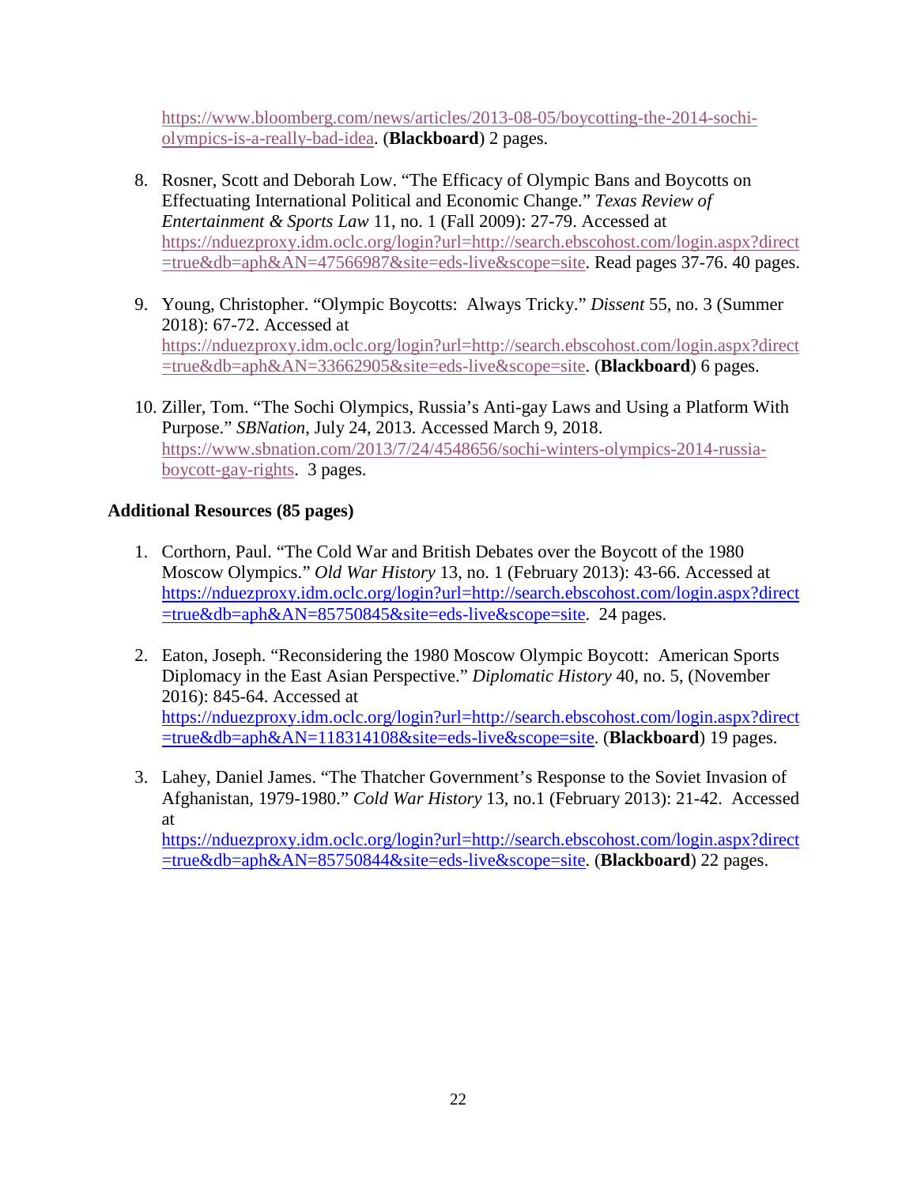https://www.bloomberg.com/news/articles/2013-08-05/boycotting-the-2014-sochi-olympics-is-a-really-bad-idea. (**Blackboard**) 2 pages.

8. Rosner, Scott and Deborah Low. "The Efficacy of Olympic Bans and Boycotts on Effectuating International Political and Economic Change." *Texas Review of Entertainment & Sports Law* 11, no. 1 (Fall 2009): 27-79. Accessed at https://nduezproxy.idm.oclc.org/login?url=http://search.ebscohost.com/login.aspx?direct=true&db=aph&AN=47566987&site=eds-live&scope=site. Read pages 37-76. 40 pages.

9. Young, Christopher. "Olympic Boycotts: Always Tricky." *Dissent* 55, no. 3 (Summer 2018): 67-72. Accessed at https://nduezproxy.idm.oclc.org/login?url=http://search.ebscohost.com/login.aspx?direct=true&db=aph&AN=33662905&site=eds-live&scope=site. (**Blackboard**) 6 pages.

10. Ziller, Tom. "The Sochi Olympics, Russia's Anti-gay Laws and Using a Platform With Purpose." *SBNation*, July 24, 2013. Accessed March 9, 2018. https://www.sbnation.com/2013/7/24/4548656/sochi-winters-olympics-2014-russia-boycott-gay-rights. 3 pages.

**Additional Resources (85 pages)**

1. Corthorn, Paul. "The Cold War and British Debates over the Boycott of the 1980 Moscow Olympics." *Old War History* 13, no. 1 (February 2013): 43-66. Accessed at https://nduezproxy.idm.oclc.org/login?url=http://search.ebscohost.com/login.aspx?direct=true&db=aph&AN=85750845&site=eds-live&scope=site. 24 pages.

2. Eaton, Joseph. "Reconsidering the 1980 Moscow Olympic Boycott: American Sports Diplomacy in the East Asian Perspective." *Diplomatic History* 40, no. 5, (November 2016): 845-64. Accessed at https://nduezproxy.idm.oclc.org/login?url=http://search.ebscohost.com/login.aspx?direct=true&db=aph&AN=118314108&site=eds-live&scope=site. (**Blackboard**) 19 pages.

3. Lahey, Daniel James. "The Thatcher Government's Response to the Soviet Invasion of Afghanistan, 1979-1980." *Cold War History* 13, no.1 (February 2013): 21-42. Accessed at https://nduezproxy.idm.oclc.org/login?url=http://search.ebscohost.com/login.aspx?direct=true&db=aph&AN=85750844&site=eds-live&scope=site. (**Blackboard**) 22 pages.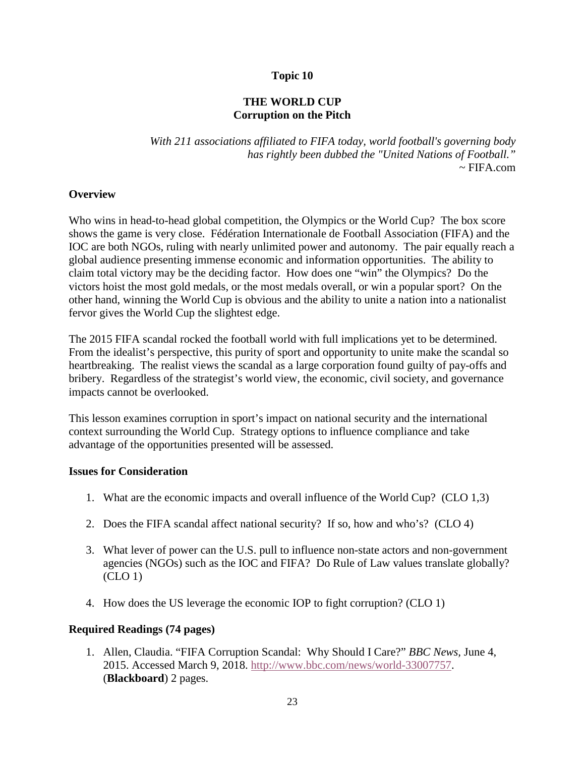# Topic 10

## THE WORLD CUP
## Corruption on the Pitch

*With 211 associations affiliated to FIFA today, world football's governing body has rightly been dubbed the "United Nations of Football."*
~ FIFA.com

### Overview

Who wins in head-to-head global competition, the Olympics or the World Cup? The box score shows the game is very close. Fédération Internationale de Football Association (FIFA) and the IOC are both NGOs, ruling with nearly unlimited power and autonomy. The pair equally reach a global audience presenting immense economic and information opportunities. The ability to claim total victory may be the deciding factor. How does one "win" the Olympics? Do the victors hoist the most gold medals, or the most medals overall, or win a popular sport? On the other hand, winning the World Cup is obvious and the ability to unite a nation into a nationalist fervor gives the World Cup the slightest edge.

The 2015 FIFA scandal rocked the football world with full implications yet to be determined. From the idealist's perspective, this purity of sport and opportunity to unite make the scandal so heartbreaking. The realist views the scandal as a large corporation found guilty of pay-offs and bribery. Regardless of the strategist's world view, the economic, civil society, and governance impacts cannot be overlooked.

This lesson examines corruption in sport's impact on national security and the international context surrounding the World Cup. Strategy options to influence compliance and take advantage of the opportunities presented will be assessed.

### Issues for Consideration

1. What are the economic impacts and overall influence of the World Cup? (CLO 1,3)

2. Does the FIFA scandal affect national security? If so, how and who's? (CLO 4)

3. What lever of power can the U.S. pull to influence non-state actors and non-government agencies (NGOs) such as the IOC and FIFA? Do Rule of Law values translate globally? (CLO 1)

4. How does the US leverage the economic IOP to fight corruption? (CLO 1)

### Required Readings (74 pages)

1. Allen, Claudia. "FIFA Corruption Scandal: Why Should I Care?" *BBC News*, June 4, 2015. Accessed March 9, 2018. http://www.bbc.com/news/world-33007757. (**Blackboard**) 2 pages.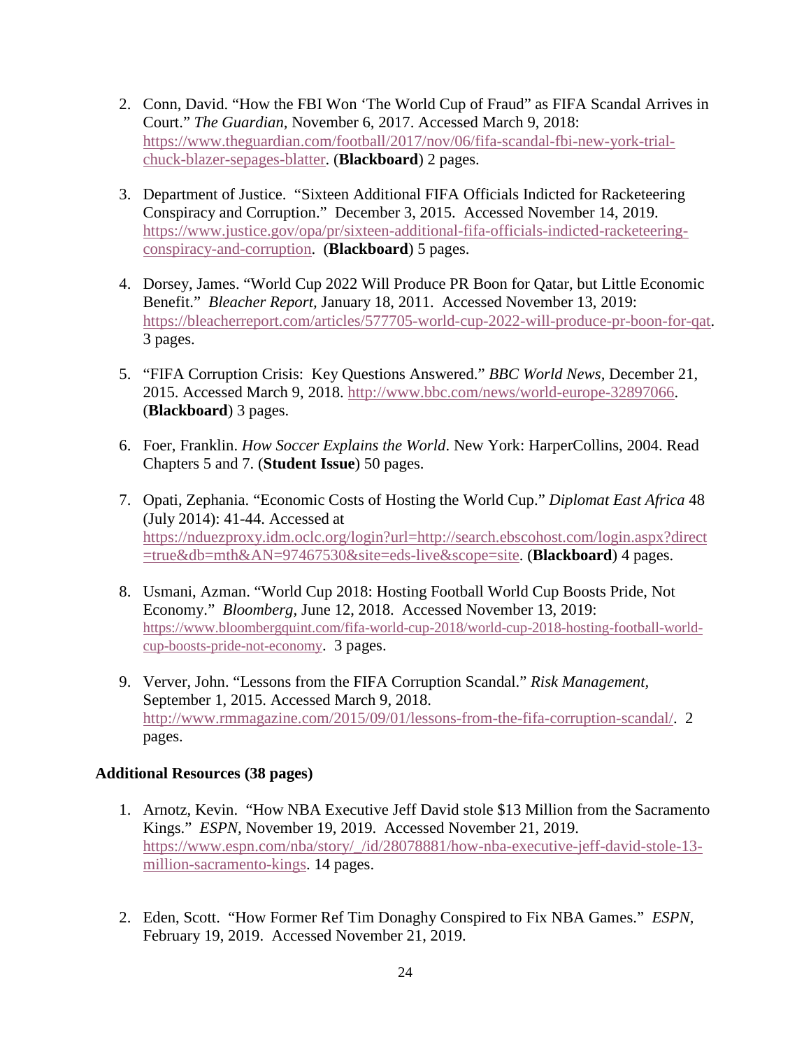2. Conn, David. "How the FBI Won 'The World Cup of Fraud" as FIFA Scandal Arrives in Court." *The Guardian,* November 6, 2017. Accessed March 9, 2018: https://www.theguardian.com/football/2017/nov/06/fifa-scandal-fbi-new-york-trial-chuck-blazer-sepages-blatter. (**Blackboard**) 2 pages.

3. Department of Justice. "Sixteen Additional FIFA Officials Indicted for Racketeering Conspiracy and Corruption." December 3, 2015. Accessed November 14, 2019. https://www.justice.gov/opa/pr/sixteen-additional-fifa-officials-indicted-racketeering-conspiracy-and-corruption. (**Blackboard**) 5 pages.

4. Dorsey, James. "World Cup 2022 Will Produce PR Boon for Qatar, but Little Economic Benefit." *Bleacher Report,* January 18, 2011. Accessed November 13, 2019: https://bleacherreport.com/articles/577705-world-cup-2022-will-produce-pr-boon-for-qat. 3 pages.

5. "FIFA Corruption Crisis: Key Questions Answered." *BBC World News*, December 21, 2015. Accessed March 9, 2018. http://www.bbc.com/news/world-europe-32897066. (**Blackboard**) 3 pages.

6. Foer, Franklin. *How Soccer Explains the World*. New York: HarperCollins, 2004. Read Chapters 5 and 7. (**Student Issue**) 50 pages.

7. Opati, Zephania. "Economic Costs of Hosting the World Cup." *Diplomat East Africa* 48 (July 2014): 41-44. Accessed at https://nduezproxy.idm.oclc.org/login?url=http://search.ebscohost.com/login.aspx?direct=true&db=mth&AN=97467530&site=eds-live&scope=site. (**Blackboard**) 4 pages.

8. Usmani, Azman. "World Cup 2018: Hosting Football World Cup Boosts Pride, Not Economy." *Bloomberg*, June 12, 2018. Accessed November 13, 2019: https://www.bloombergquint.com/fifa-world-cup-2018/world-cup-2018-hosting-football-world-cup-boosts-pride-not-economy. 3 pages.

9. Verver, John. "Lessons from the FIFA Corruption Scandal." *Risk Management*, September 1, 2015. Accessed March 9, 2018. http://www.rmmagazine.com/2015/09/01/lessons-from-the-fifa-corruption-scandal/. 2 pages.

**Additional Resources (38 pages)**

1. Arnotz, Kevin. "How NBA Executive Jeff David stole $13 Million from the Sacramento Kings." *ESPN*, November 19, 2019. Accessed November 21, 2019. https://www.espn.com/nba/story/_/id/28078881/how-nba-executive-jeff-david-stole-13-million-sacramento-kings. 14 pages.

2. Eden, Scott. "How Former Ref Tim Donaghy Conspired to Fix NBA Games." *ESPN*, February 19, 2019. Accessed November 21, 2019.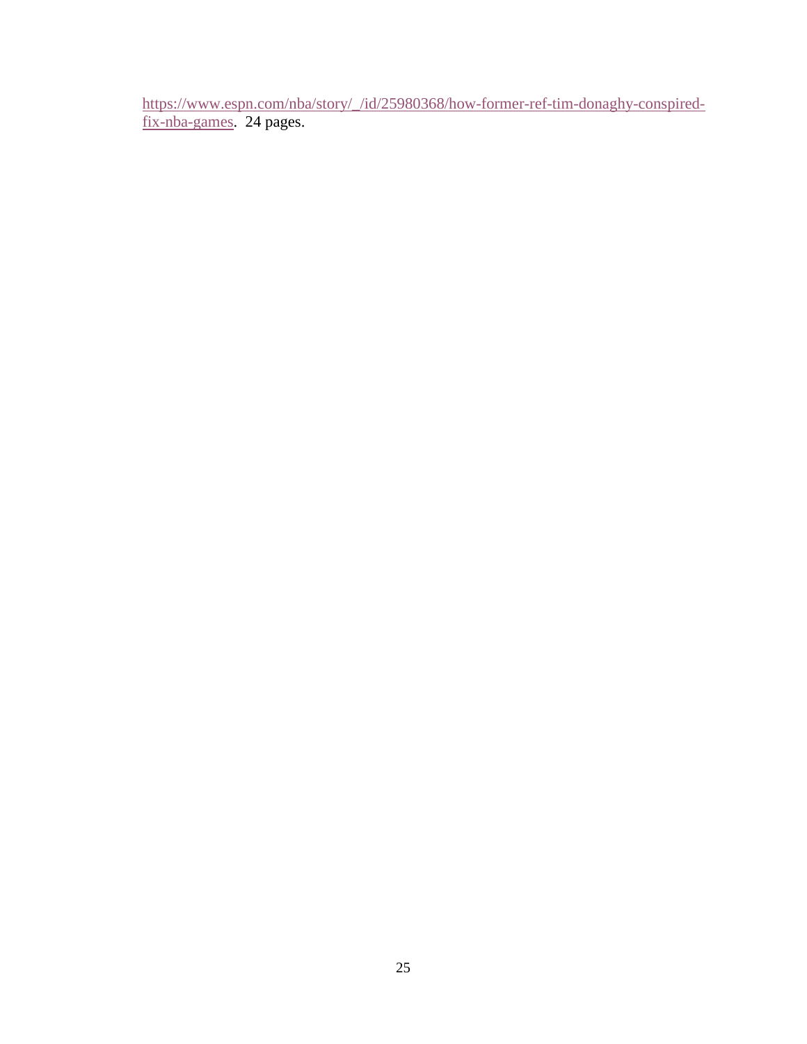https://www.espn.com/nba/story/_/id/25980368/how-former-ref-tim-donaghy-conspired-fix-nba-games.  24 pages.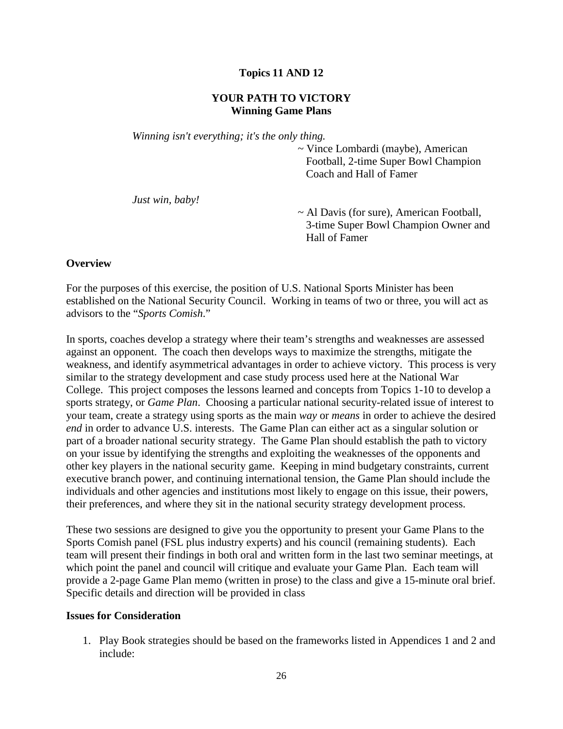## Topics 11 AND 12

## YOUR PATH TO VICTORY
### Winning Game Plans

*Winning isn't everything; it's the only thing.*

~ Vince Lombardi (maybe), American Football, 2-time Super Bowl Champion Coach and Hall of Famer

*Just win, baby!*

~ Al Davis (for sure), American Football, 3-time Super Bowl Champion Owner and Hall of Famer

**Overview**

For the purposes of this exercise, the position of U.S. National Sports Minister has been established on the National Security Council. Working in teams of two or three, you will act as advisors to the "*Sports Comish*."

In sports, coaches develop a strategy where their team's strengths and weaknesses are assessed against an opponent. The coach then develops ways to maximize the strengths, mitigate the weakness, and identify asymmetrical advantages in order to achieve victory. This process is very similar to the strategy development and case study process used here at the National War College. This project composes the lessons learned and concepts from Topics 1-10 to develop a sports strategy, or *Game Plan*. Choosing a particular national security-related issue of interest to your team, create a strategy using sports as the main *way* or *means* in order to achieve the desired *end* in order to advance U.S. interests. The Game Plan can either act as a singular solution or part of a broader national security strategy. The Game Plan should establish the path to victory on your issue by identifying the strengths and exploiting the weaknesses of the opponents and other key players in the national security game. Keeping in mind budgetary constraints, current executive branch power, and continuing international tension, the Game Plan should include the individuals and other agencies and institutions most likely to engage on this issue, their powers, their preferences, and where they sit in the national security strategy development process.

These two sessions are designed to give you the opportunity to present your Game Plans to the Sports Comish panel (FSL plus industry experts) and his council (remaining students). Each team will present their findings in both oral and written form in the last two seminar meetings, at which point the panel and council will critique and evaluate your Game Plan. Each team will provide a 2-page Game Plan memo (written in prose) to the class and give a 15-minute oral brief. Specific details and direction will be provided in class

**Issues for Consideration**

1. Play Book strategies should be based on the frameworks listed in Appendices 1 and 2 and include: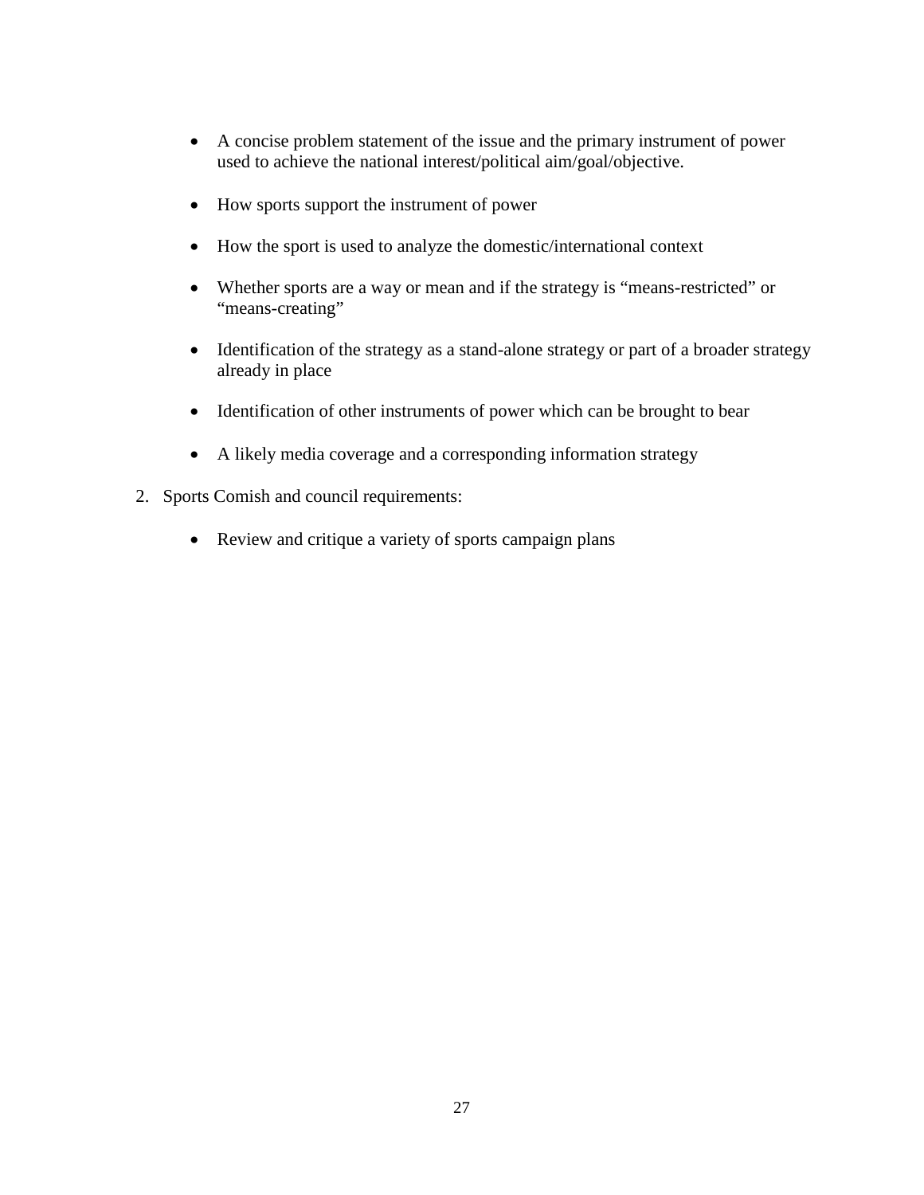- A concise problem statement of the issue and the primary instrument of power used to achieve the national interest/political aim/goal/objective.

- How sports support the instrument of power

- How the sport is used to analyze the domestic/international context

- Whether sports are a way or mean and if the strategy is “means-restricted” or “means-creating”

- Identification of the strategy as a stand-alone strategy or part of a broader strategy already in place

- Identification of other instruments of power which can be brought to bear

- A likely media coverage and a corresponding information strategy

2. Sports Comish and council requirements:

    - Review and critique a variety of sports campaign plans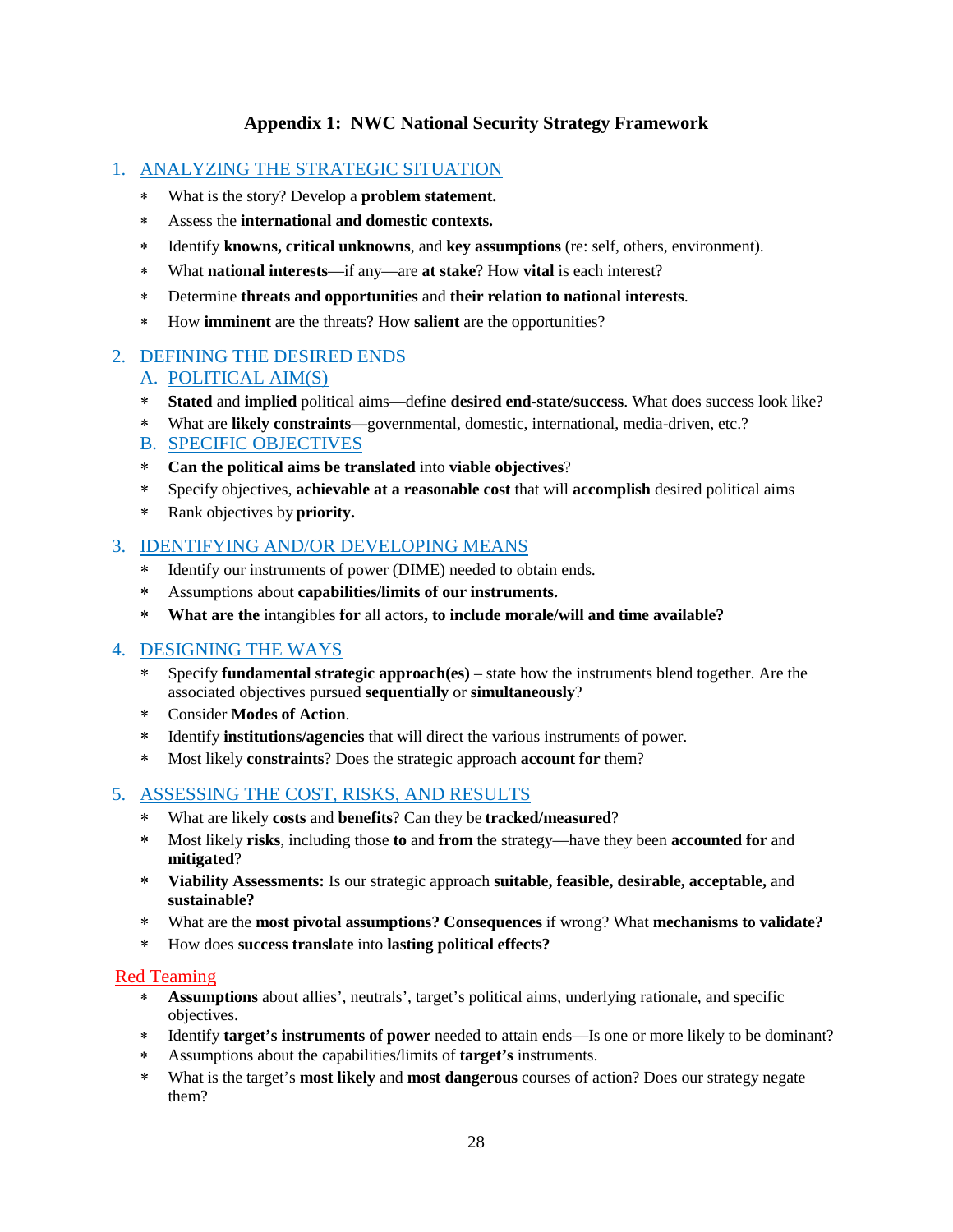# Appendix 1: NWC National Security Strategy Framework

## 1. ANALYZING THE STRATEGIC SITUATION

* What is the story? Develop a **problem statement.**
* Assess the **international and domestic contexts.**
* Identify **knowns, critical unknowns**, and **key assumptions** (re: self, others, environment).
* What **national interests**—if any—are **at stake**? How **vital** is each interest?
* Determine **threats and opportunities** and **their relation to national interests**.
* How **imminent** are the threats? How **salient** are the opportunities?

## 2. DEFINING THE DESIRED ENDS

### A. POLITICAL AIM(S)

* **Stated** and **implied** political aims—define **desired end-state/success**. What does success look like?
* What are **likely constraints—**governmental, domestic, international, media-driven, etc.?

### B. SPECIFIC OBJECTIVES

* **Can the political aims be translated** into **viable objectives**?
* Specify objectives, **achievable at a reasonable cost** that will **accomplish** desired political aims
* Rank objectives by **priority.**

## 3. IDENTIFYING AND/OR DEVELOPING MEANS

* Identify our instruments of power (DIME) needed to obtain ends.
* Assumptions about **capabilities/limits of our instruments.**
* **What are the** intangibles **for** all actors**, to include morale/will and time available?**

## 4. DESIGNING THE WAYS

* Specify **fundamental strategic approach(es)** – state how the instruments blend together. Are the associated objectives pursued **sequentially** or **simultaneously**?
* Consider **Modes of Action**.
* Identify **institutions/agencies** that will direct the various instruments of power.
* Most likely **constraints**? Does the strategic approach **account for** them?

## 5. ASSESSING THE COST, RISKS, AND RESULTS

* What are likely **costs** and **benefits**? Can they be **tracked/measured**?
* Most likely **risks**, including those **to** and **from** the strategy—have they been **accounted for** and **mitigated**?
* **Viability Assessments:** Is our strategic approach **suitable, feasible, desirable, acceptable,** and **sustainable?**
* What are the **most pivotal assumptions? Consequences** if wrong? What **mechanisms to validate?**
* How does **success translate** into **lasting political effects?**

## Red Teaming

* **Assumptions** about allies', neutrals', target's political aims, underlying rationale, and specific objectives.
* Identify **target's instruments of power** needed to attain ends—Is one or more likely to be dominant?
* Assumptions about the capabilities/limits of **target's** instruments.
* What is the target's **most likely** and **most dangerous** courses of action? Does our strategy negate them?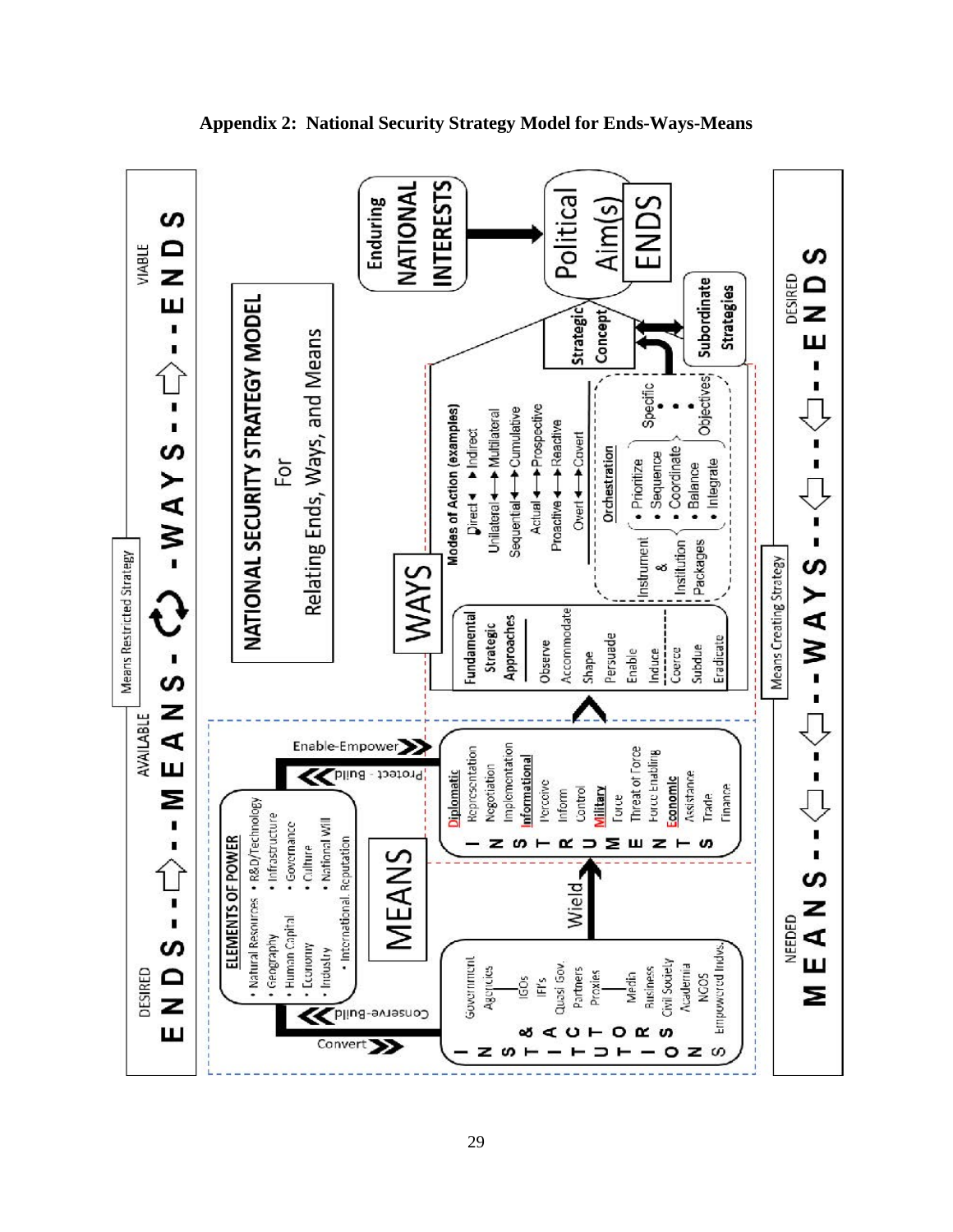## Appendix 2: National Security Strategy Model for Ends-Ways-Means

NATIONAL SECURITY STRATEGY MODEL

For

Relating Ends, Ways, and Means

Means Restricted Strategy

DESIRED ENDS → AVAILABLE MEANS ↔ WAYS → VIABLE ENDS

Means Creating Strategy

NEEDED MEANS ← WAYS ← DESIRED ENDS

**ENDS**

Enduring NATIONAL INTERESTS → Political Aim(s)

Strategic Concept

Subordinate Strategies

**WAYS**

**Fundamental Strategic Approaches**

- Observe
- Accommodate
- Shape
- Persuade
- Enable
- Induce
- Coerce
- Subdue
- Eradicate

**Modes of Action (examples)**

- Direct ↔ Indirect
- Unilateral ↔ Multilateral
- Sequential ↔ Cumulative
- Actual ↔ Prospective
- Proactive ↔ Reactive
- Overt ↔ Covert

**Orchestration**

Instrument & Institution Packages

- Prioritize
- Sequence
- Coordinate
- Balance
- Integrate

Specific Objectives

**MEANS**

**ELEMENTS OF POWER**

- Natural Resources
- Geography
- Human Capital
- Economy
- Industry
- R&D/Technology
- Infrastructure
- Governance
- Culture
- National Will
- International Reputation

Conserve-Build / Convert

Protect - Build / Enable-Empower

**INSTITUTIONS**

- Government
- Agencies
- IGOs
- IFI's
- Quasi Gov.
- Partners
- Proxies
- Media
- Business
- Civil Society
- Academia
- NGOS
- Empowered Indvs.

Wield

**INSTRUMENTS**

**Diplomatic**

- Representation
- Negotiation
- Implementation

**Informational**

- Perceive
- Inform
- Control

**Military**

- Force
- Threat of Force
- Force Enabling

**Economic**

- Assistance
- Trade
- Finance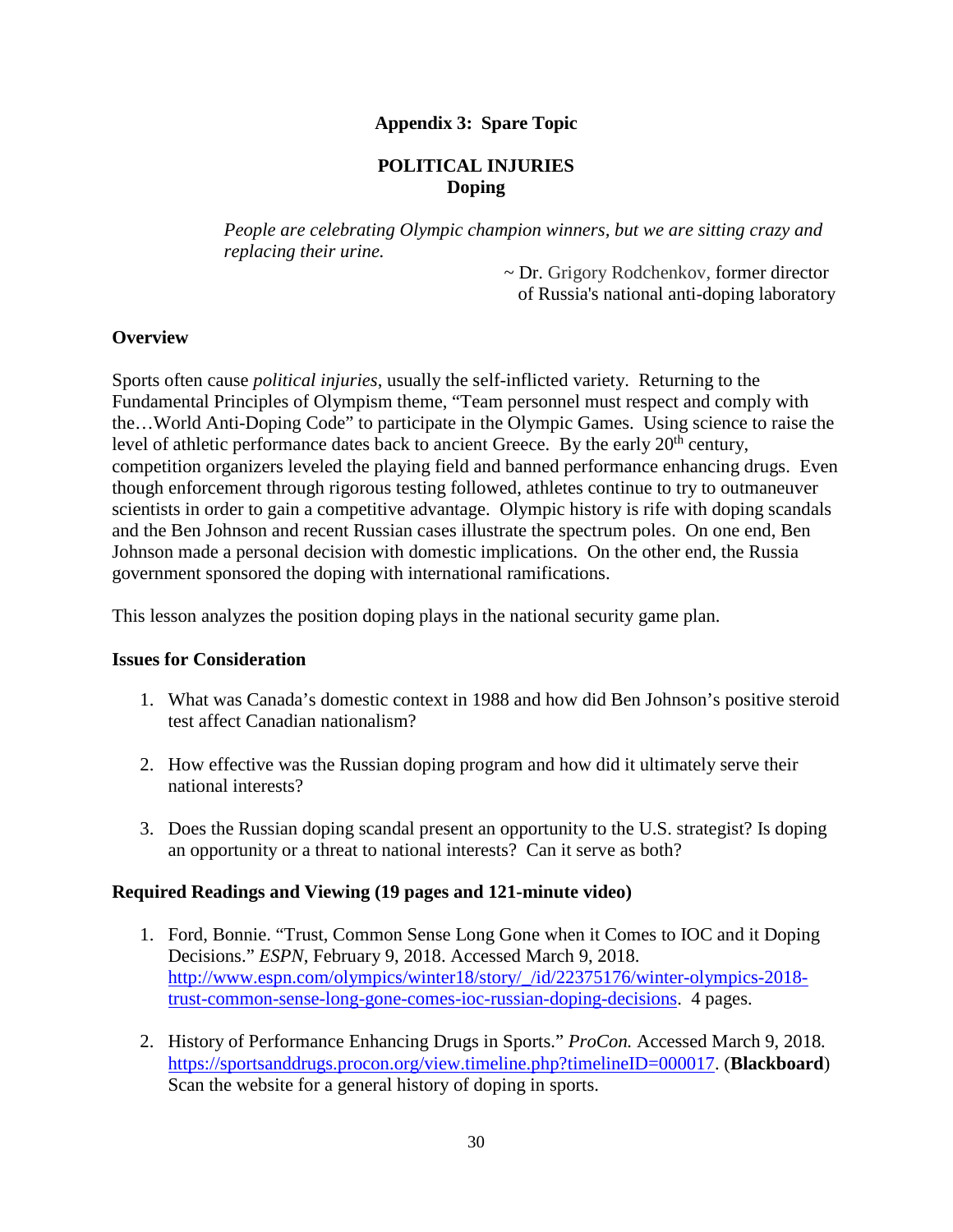## Appendix 3: Spare Topic

## POLITICAL INJURIES
### Doping

*People are celebrating Olympic champion winners, but we are sitting crazy and replacing their urine.*

~ Dr. Grigory Rodchenkov, former director of Russia's national anti-doping laboratory

**Overview**

Sports often cause *political injuries*, usually the self-inflicted variety. Returning to the Fundamental Principles of Olympism theme, “Team personnel must respect and comply with the…World Anti-Doping Code” to participate in the Olympic Games. Using science to raise the level of athletic performance dates back to ancient Greece. By the early 20$^{th}$ century, competition organizers leveled the playing field and banned performance enhancing drugs. Even though enforcement through rigorous testing followed, athletes continue to try to outmaneuver scientists in order to gain a competitive advantage. Olympic history is rife with doping scandals and the Ben Johnson and recent Russian cases illustrate the spectrum poles. On one end, Ben Johnson made a personal decision with domestic implications. On the other end, the Russia government sponsored the doping with international ramifications.

This lesson analyzes the position doping plays in the national security game plan.

**Issues for Consideration**

1. What was Canada’s domestic context in 1988 and how did Ben Johnson’s positive steroid test affect Canadian nationalism?

2. How effective was the Russian doping program and how did it ultimately serve their national interests?

3. Does the Russian doping scandal present an opportunity to the U.S. strategist? Is doping an opportunity or a threat to national interests? Can it serve as both?

**Required Readings and Viewing (19 pages and 121-minute video)**

1. Ford, Bonnie. “Trust, Common Sense Long Gone when it Comes to IOC and it Doping Decisions.” *ESPN*, February 9, 2018. Accessed March 9, 2018. http://www.espn.com/olympics/winter18/story/_/id/22375176/winter-olympics-2018-trust-common-sense-long-gone-comes-ioc-russian-doping-decisions. 4 pages.

2. History of Performance Enhancing Drugs in Sports.” *ProCon.* Accessed March 9, 2018. https://sportsanddrugs.procon.org/view.timeline.php?timelineID=000017. (**Blackboard**) Scan the website for a general history of doping in sports.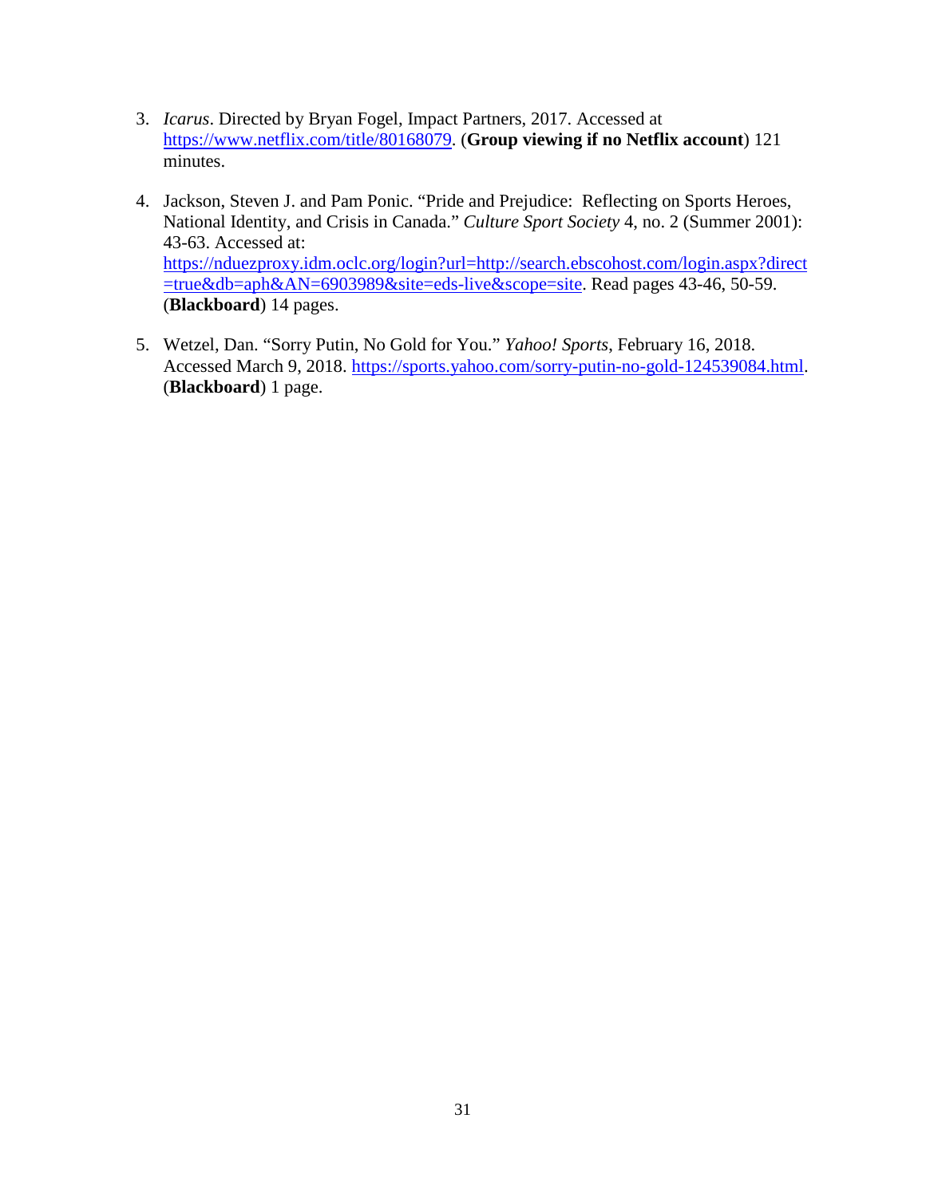3. *Icarus*. Directed by Bryan Fogel, Impact Partners, 2017. Accessed at https://www.netflix.com/title/80168079. (**Group viewing if no Netflix account**) 121 minutes.

4. Jackson, Steven J. and Pam Ponic. "Pride and Prejudice: Reflecting on Sports Heroes, National Identity, and Crisis in Canada." *Culture Sport Society* 4, no. 2 (Summer 2001): 43-63. Accessed at: https://nduezproxy.idm.oclc.org/login?url=http://search.ebscohost.com/login.aspx?direct=true&db=aph&AN=6903989&site=eds-live&scope=site. Read pages 43-46, 50-59. (**Blackboard**) 14 pages.

5. Wetzel, Dan. "Sorry Putin, No Gold for You." *Yahoo! Sports*, February 16, 2018. Accessed March 9, 2018. https://sports.yahoo.com/sorry-putin-no-gold-124539084.html. (**Blackboard**) 1 page.